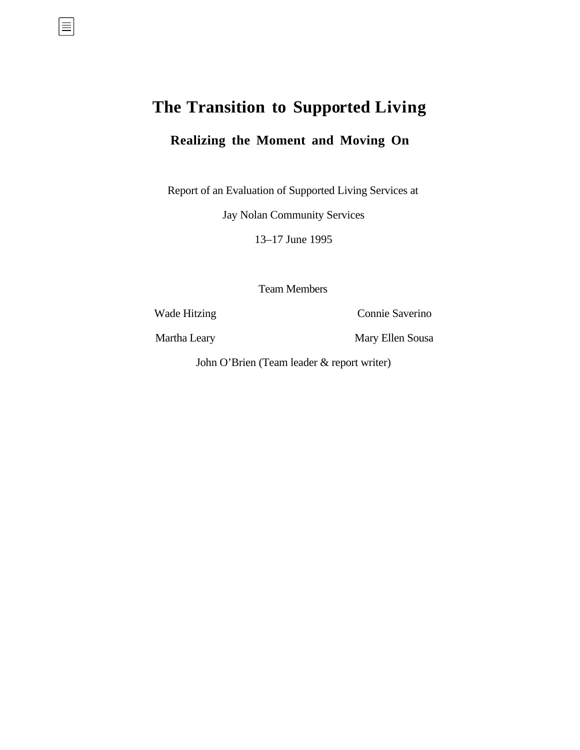# The Transition to Supported Living

## Realizing the Moment and Moving On

Report of an Evaluation of Supported Living Services at

Jay Nolan Community Services

13–17 June 1995

Team Members

Wade Hitzing

Connie Saverino

Martha Leary

Mary Ellen Sousa

John O'Brien (Team leader & report writer)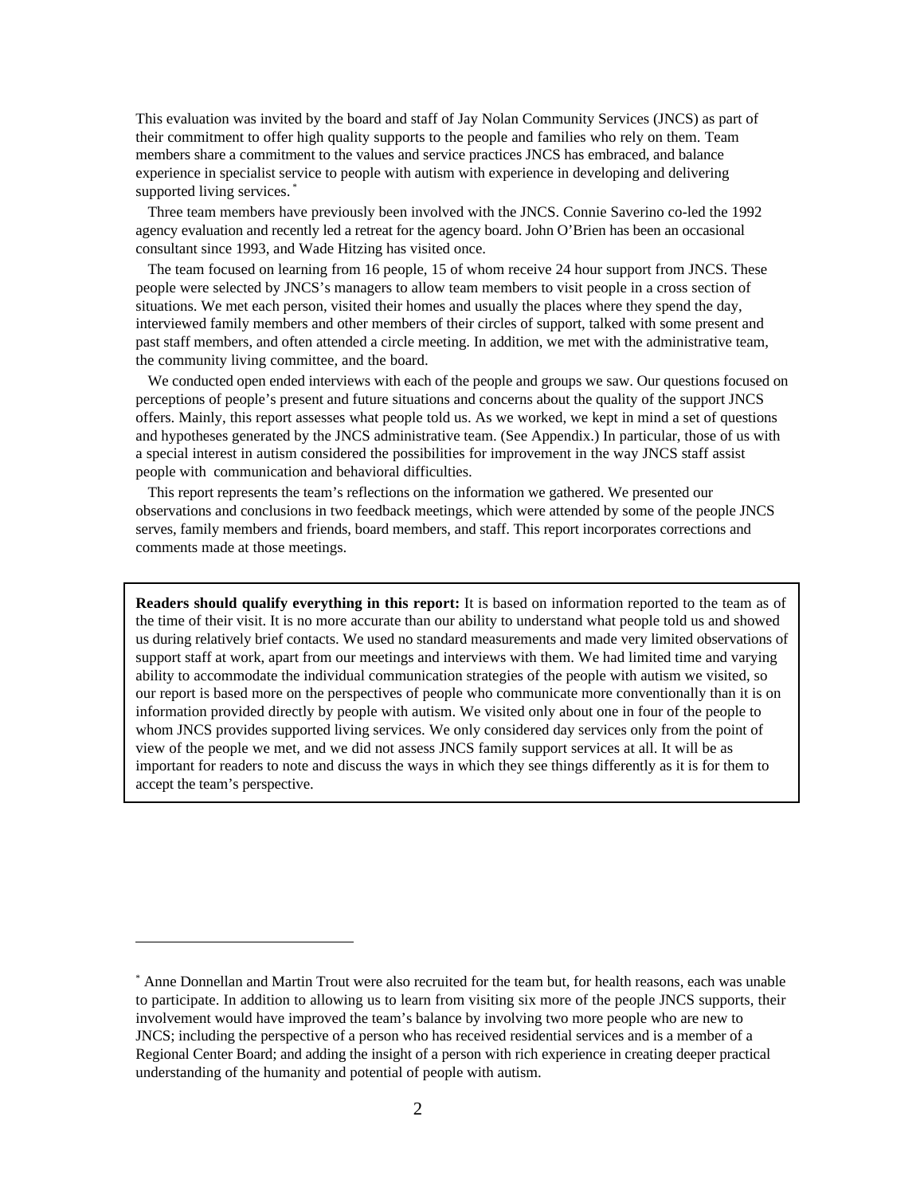This evaluation was invited by the board and staff of Jay Nolan Community Services (JNCS) as part of their commitment to offer high quality supports to the people and families who rely on them. Team members share a commitment to the values and service practices JNCS has embraced, and balance experience in specialist service to people with autism with experience in developing and delivering supported living services.[*]

Three team members have previously been involved with the JNCS. Connie Saverino co-led the 1992 agency evaluation and recently led a retreat for the agency board. John O'Brien has been an occasional consultant since 1993, and Wade Hitzing has visited once.

The team focused on learning from 16 people, 15 of whom receive 24 hour support from JNCS. These people were selected by JNCS's managers to allow team members to visit people in a cross section of situations. We met each person, visited their homes and usually the places where they spend the day, interviewed family members and other members of their circles of support, talked with some present and past staff members, and often attended a circle meeting. In addition, we met with the administrative team, the community living committee, and the board.

We conducted open ended interviews with each of the people and groups we saw. Our questions focused on perceptions of people's present and future situations and concerns about the quality of the support JNCS offers. Mainly, this report assesses what people told us. As we worked, we kept in mind a set of questions and hypotheses generated by the JNCS administrative team. (See Appendix.) In particular, those of us with a special interest in autism considered the possibilities for improvement in the way JNCS staff assist people with communication and behavioral difficulties.

This report represents the team's reflections on the information we gathered. We presented our observations and conclusions in two feedback meetings, which were attended by some of the people JNCS serves, family members and friends, board members, and staff. This report incorporates corrections and comments made at those meetings.

**Readers should qualify everything in this report:** It is based on information reported to the team as of the time of their visit. It is no more accurate than our ability to understand what people told us and showed us during relatively brief contacts. We used no standard measurements and made very limited observations of support staff at work, apart from our meetings and interviews with them. We had limited time and varying ability to accommodate the individual communication strategies of the people with autism we visited, so our report is based more on the perspectives of people who communicate more conventionally than it is on information provided directly by people with autism. We visited only about one in four of the people to whom JNCS provides supported living services. We only considered day services only from the point of view of the people we met, and we did not assess JNCS family support services at all. It will be as important for readers to note and discuss the ways in which they see things differently as it is for them to accept the team's perspective.

---

[*] Anne Donnellan and Martin Trout were also recruited for the team but, for health reasons, each was unable to participate. In addition to allowing us to learn from visiting six more of the people JNCS supports, their involvement would have improved the team's balance by involving two more people who are new to JNCS; including the perspective of a person who has received residential services and is a member of a Regional Center Board; and adding the insight of a person with rich experience in creating deeper practical understanding of the humanity and potential of people with autism.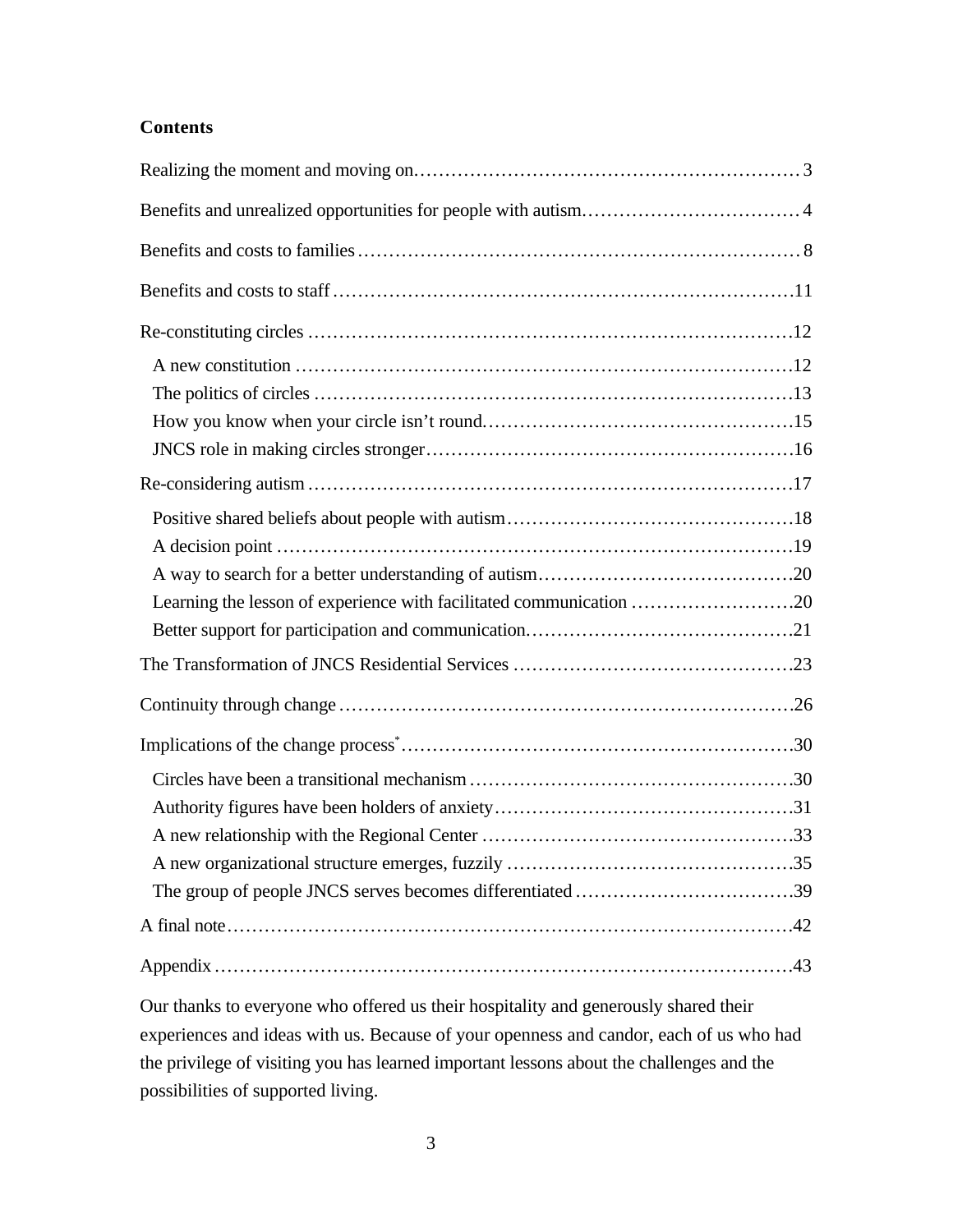**Contents**

Realizing the moment and moving on .......... 3

Benefits and unrealized opportunities for people with autism .......... 4

Benefits and costs to families .......... 8

Benefits and costs to staff .......... 11

Re-constituting circles .......... 12

- A new constitution .......... 12
- The politics of circles .......... 13
- How you know when your circle isn't round .......... 15
- JNCS role in making circles stronger .......... 16

Re-considering autism .......... 17

- Positive shared beliefs about people with autism .......... 18
- A decision point .......... 19
- A way to search for a better understanding of autism .......... 20
- Learning the lesson of experience with facilitated communication .......... 20
- Better support for participation and communication .......... 21

The Transformation of JNCS Residential Services .......... 23

Continuity through change .......... 26

Implications of the change process* .......... 30

- Circles have been a transitional mechanism .......... 30
- Authority figures have been holders of anxiety .......... 31
- A new relationship with the Regional Center .......... 33
- A new organizational structure emerges, fuzzily .......... 35
- The group of people JNCS serves becomes differentiated .......... 39

A final note .......... 42

Appendix .......... 43

Our thanks to everyone who offered us their hospitality and generously shared their experiences and ideas with us. Because of your openness and candor, each of us who had the privilege of visiting you has learned important lessons about the challenges and the possibilities of supported living.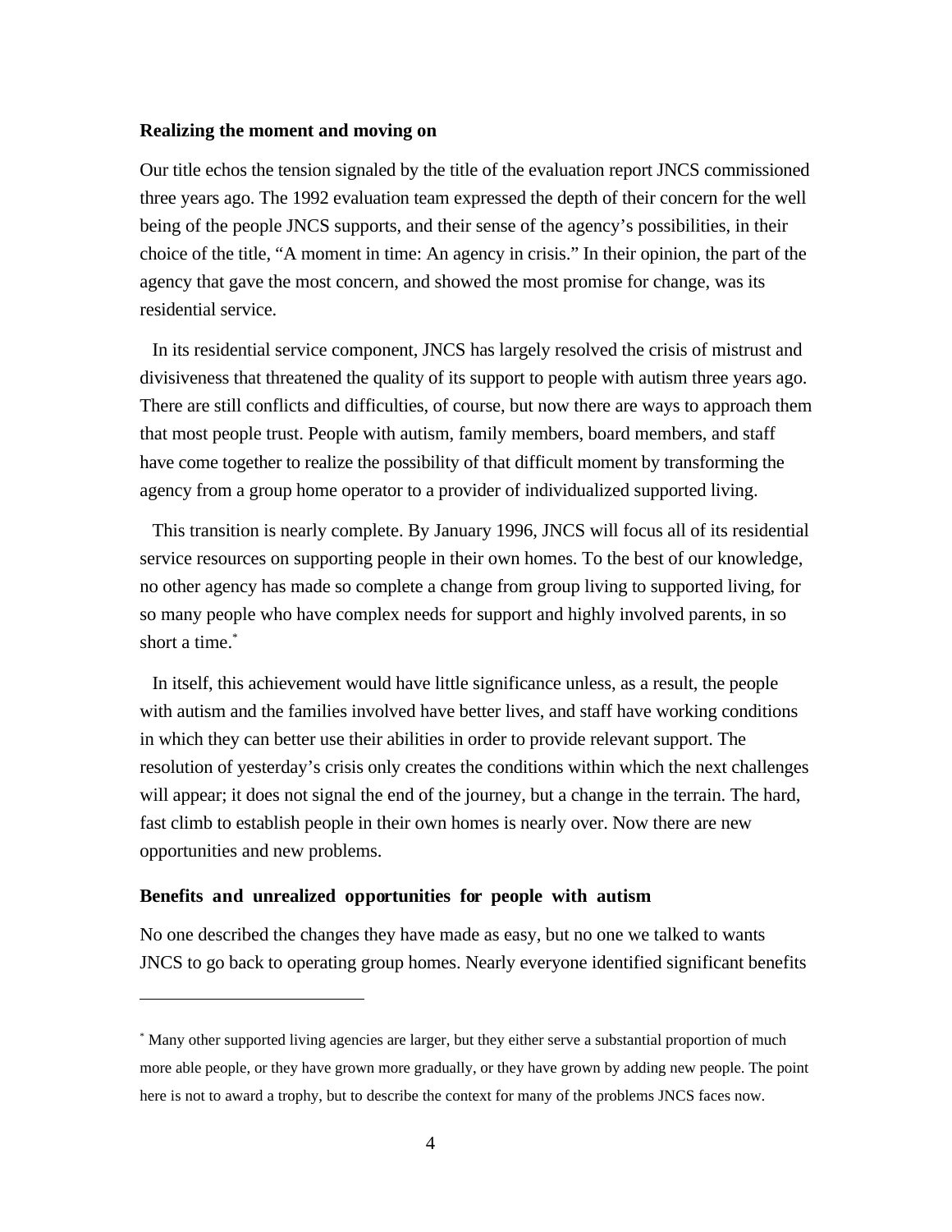**Realizing the moment and moving on**

Our title echos the tension signaled by the title of the evaluation report JNCS commissioned three years ago. The 1992 evaluation team expressed the depth of their concern for the well being of the people JNCS supports, and their sense of the agency's possibilities, in their choice of the title, "A moment in time: An agency in crisis." In their opinion, the part of the agency that gave the most concern, and showed the most promise for change, was its residential service.

In its residential service component, JNCS has largely resolved the crisis of mistrust and divisiveness that threatened the quality of its support to people with autism three years ago. There are still conflicts and difficulties, of course, but now there are ways to approach them that most people trust. People with autism, family members, board members, and staff have come together to realize the possibility of that difficult moment by transforming the agency from a group home operator to a provider of individualized supported living.

This transition is nearly complete. By January 1996, JNCS will focus all of its residential service resources on supporting people in their own homes. To the best of our knowledge, no other agency has made so complete a change from group living to supported living, for so many people who have complex needs for support and highly involved parents, in so short a time.*

In itself, this achievement would have little significance unless, as a result, the people with autism and the families involved have better lives, and staff have working conditions in which they can better use their abilities in order to provide relevant support. The resolution of yesterday's crisis only creates the conditions within which the next challenges will appear; it does not signal the end of the journey, but a change in the terrain. The hard, fast climb to establish people in their own homes is nearly over. Now there are new opportunities and new problems.

**Benefits and unrealized opportunities for people with autism**

No one described the changes they have made as easy, but no one we talked to wants JNCS to go back to operating group homes. Nearly everyone identified significant benefits

---

* Many other supported living agencies are larger, but they either serve a substantial proportion of much more able people, or they have grown more gradually, or they have grown by adding new people. The point here is not to award a trophy, but to describe the context for many of the problems JNCS faces now.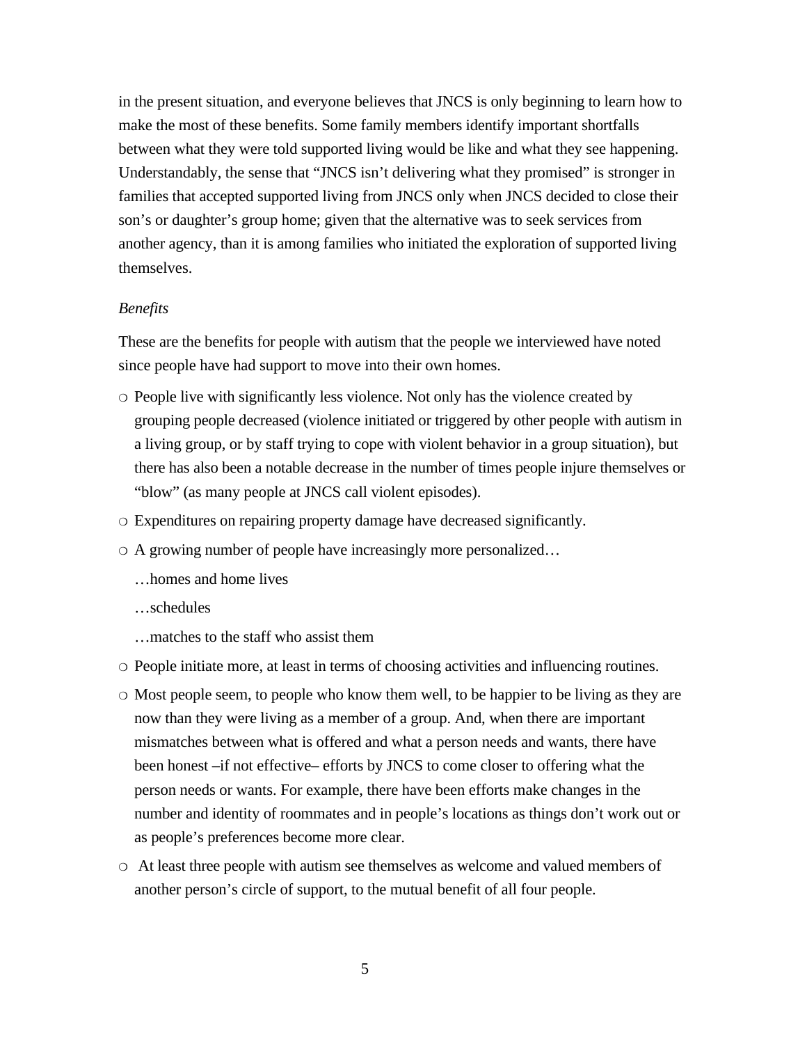in the present situation, and everyone believes that JNCS is only beginning to learn how to make the most of these benefits. Some family members identify important shortfalls between what they were told supported living would be like and what they see happening. Understandably, the sense that "JNCS isn't delivering what they promised" is stronger in families that accepted supported living from JNCS only when JNCS decided to close their son's or daughter's group home; given that the alternative was to seek services from another agency, than it is among families who initiated the exploration of supported living themselves.

*Benefits*

These are the benefits for people with autism that the people we interviewed have noted since people have had support to move into their own homes.

- People live with significantly less violence. Not only has the violence created by grouping people decreased (violence initiated or triggered by other people with autism in a living group, or by staff trying to cope with violent behavior in a group situation), but there has also been a notable decrease in the number of times people injure themselves or "blow" (as many people at JNCS call violent episodes).
- Expenditures on repairing property damage have decreased significantly.
- A growing number of people have increasingly more personalized…

  …homes and home lives

  …schedules

  …matches to the staff who assist them
- People initiate more, at least in terms of choosing activities and influencing routines.
- Most people seem, to people who know them well, to be happier to be living as they are now than they were living as a member of a group. And, when there are important mismatches between what is offered and what a person needs and wants, there have been honest –if not effective– efforts by JNCS to come closer to offering what the person needs or wants. For example, there have been efforts make changes in the number and identity of roommates and in people's locations as things don't work out or as people's preferences become more clear.
- At least three people with autism see themselves as welcome and valued members of another person's circle of support, to the mutual benefit of all four people.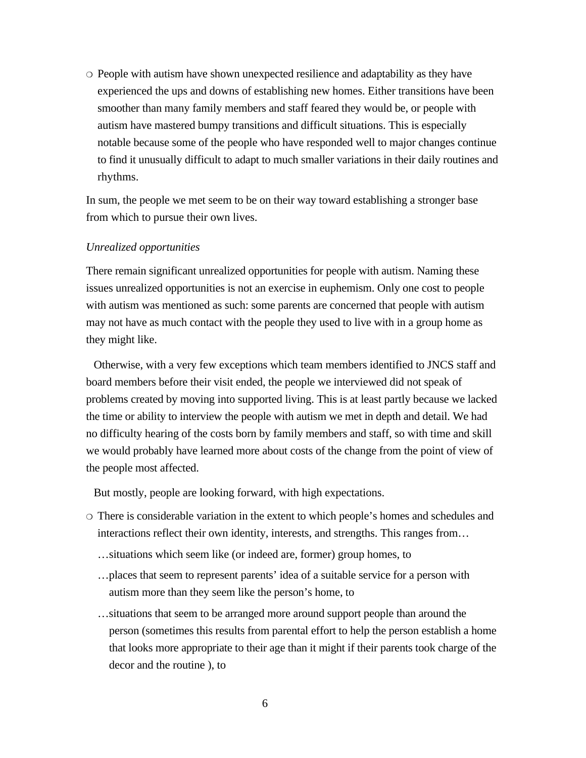- People with autism have shown unexpected resilience and adaptability as they have experienced the ups and downs of establishing new homes. Either transitions have been smoother than many family members and staff feared they would be, or people with autism have mastered bumpy transitions and difficult situations. This is especially notable because some of the people who have responded well to major changes continue to find it unusually difficult to adapt to much smaller variations in their daily routines and rhythms.

In sum, the people we met seem to be on their way toward establishing a stronger base from which to pursue their own lives.

*Unrealized opportunities*

There remain significant unrealized opportunities for people with autism. Naming these issues unrealized opportunities is not an exercise in euphemism. Only one cost to people with autism was mentioned as such: some parents are concerned that people with autism may not have as much contact with the people they used to live with in a group home as they might like.

Otherwise, with a very few exceptions which team members identified to JNCS staff and board members before their visit ended, the people we interviewed did not speak of problems created by moving into supported living. This is at least partly because we lacked the time or ability to interview the people with autism we met in depth and detail. We had no difficulty hearing of the costs born by family members and staff, so with time and skill we would probably have learned more about costs of the change from the point of view of the people most affected.

But mostly, people are looking forward, with high expectations.

- There is considerable variation in the extent to which people's homes and schedules and interactions reflect their own identity, interests, and strengths. This ranges from…
  - …situations which seem like (or indeed are, former) group homes, to
  - …places that seem to represent parents' idea of a suitable service for a person with autism more than they seem like the person's home, to
  - …situations that seem to be arranged more around support people than around the person (sometimes this results from parental effort to help the person establish a home that looks more appropriate to their age than it might if their parents took charge of the decor and the routine ), to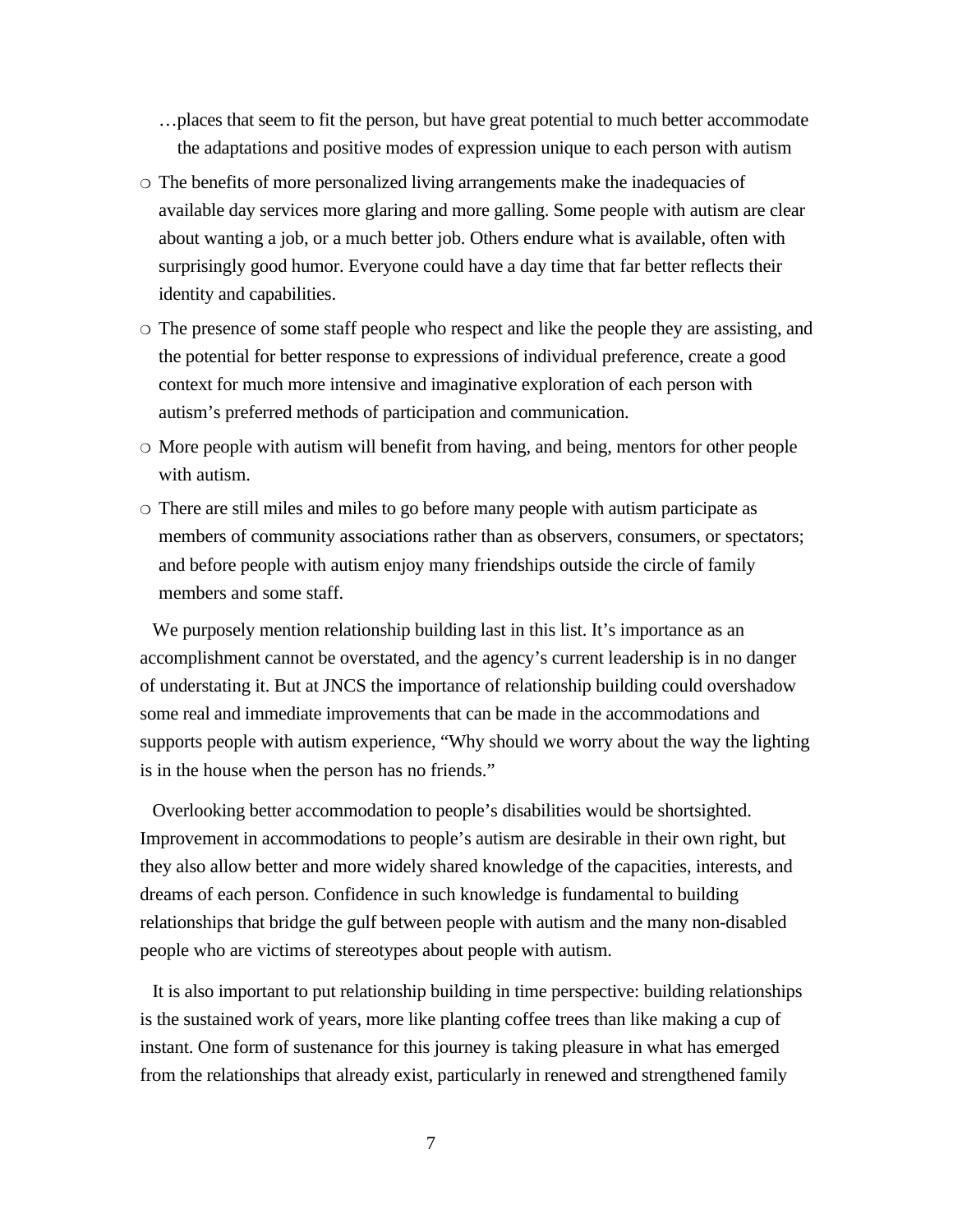…places that seem to fit the person, but have great potential to much better accommodate the adaptations and positive modes of expression unique to each person with autism

- The benefits of more personalized living arrangements make the inadequacies of available day services more glaring and more galling. Some people with autism are clear about wanting a job, or a much better job. Others endure what is available, often with surprisingly good humor. Everyone could have a day time that far better reflects their identity and capabilities.
- The presence of some staff people who respect and like the people they are assisting, and the potential for better response to expressions of individual preference, create a good context for much more intensive and imaginative exploration of each person with autism's preferred methods of participation and communication.
- More people with autism will benefit from having, and being, mentors for other people with autism.
- There are still miles and miles to go before many people with autism participate as members of community associations rather than as observers, consumers, or spectators; and before people with autism enjoy many friendships outside the circle of family members and some staff.

We purposely mention relationship building last in this list. It's importance as an accomplishment cannot be overstated, and the agency's current leadership is in no danger of understating it. But at JNCS the importance of relationship building could overshadow some real and immediate improvements that can be made in the accommodations and supports people with autism experience, "Why should we worry about the way the lighting is in the house when the person has no friends."

Overlooking better accommodation to people's disabilities would be shortsighted. Improvement in accommodations to people's autism are desirable in their own right, but they also allow better and more widely shared knowledge of the capacities, interests, and dreams of each person. Confidence in such knowledge is fundamental to building relationships that bridge the gulf between people with autism and the many non-disabled people who are victims of stereotypes about people with autism.

It is also important to put relationship building in time perspective: building relationships is the sustained work of years, more like planting coffee trees than like making a cup of instant. One form of sustenance for this journey is taking pleasure in what has emerged from the relationships that already exist, particularly in renewed and strengthened family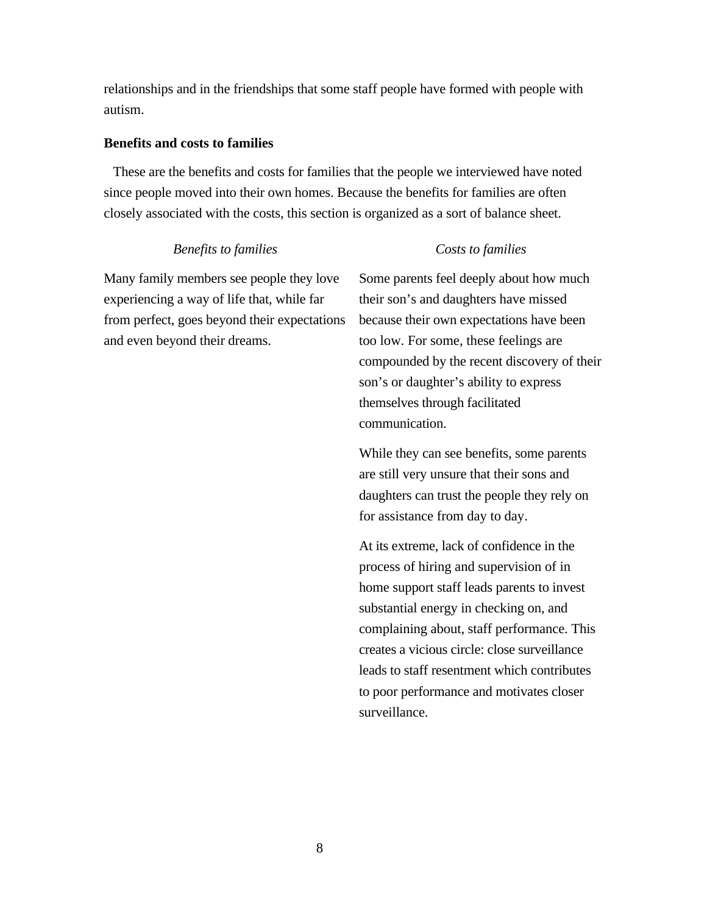relationships and in the friendships that some staff people have formed with people with autism.

**Benefits and costs to families**

These are the benefits and costs for families that the people we interviewed have noted since people moved into their own homes. Because the benefits for families are often closely associated with the costs, this section is organized as a sort of balance sheet.

| *Benefits to families* | *Costs to families* |
| --- | --- |
| Many family members see people they love experiencing a way of life that, while far from perfect, goes beyond their expectations and even beyond their dreams. | Some parents feel deeply about how much their son's and daughters have missed because their own expectations have been too low. For some, these feelings are compounded by the recent discovery of their son's or daughter's ability to express themselves through facilitated communication. |
| | While they can see benefits, some parents are still very unsure that their sons and daughters can trust the people they rely on for assistance from day to day. |
| | At its extreme, lack of confidence in the process of hiring and supervision of in home support staff leads parents to invest substantial energy in checking on, and complaining about, staff performance. This creates a vicious circle: close surveillance leads to staff resentment which contributes to poor performance and motivates closer surveillance. |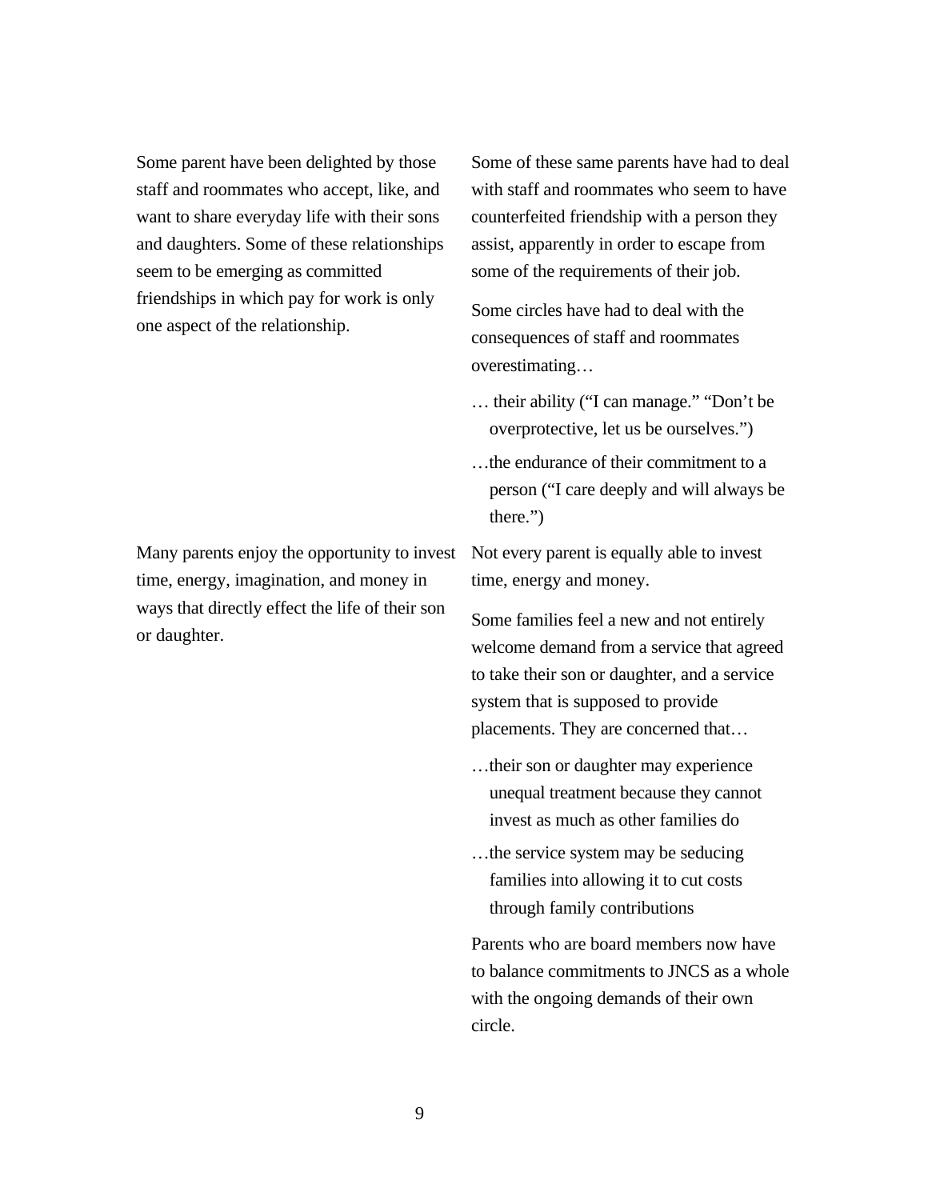Some parent have been delighted by those staff and roommates who accept, like, and want to share everyday life with their sons and daughters. Some of these relationships seem to be emerging as committed friendships in which pay for work is only one aspect of the relationship.

Some of these same parents have had to deal with staff and roommates who seem to have counterfeited friendship with a person they assist, apparently in order to escape from some of the requirements of their job.

Some circles have had to deal with the consequences of staff and roommates overestimating…

- … their ability ("I can manage." "Don't be overprotective, let us be ourselves.")
- …the endurance of their commitment to a person ("I care deeply and will always be there.")

Many parents enjoy the opportunity to invest time, energy, imagination, and money in ways that directly effect the life of their son or daughter.

Not every parent is equally able to invest time, energy and money.

Some families feel a new and not entirely welcome demand from a service that agreed to take their son or daughter, and a service system that is supposed to provide placements. They are concerned that…

- …their son or daughter may experience unequal treatment because they cannot invest as much as other families do
- …the service system may be seducing families into allowing it to cut costs through family contributions

Parents who are board members now have to balance commitments to JNCS as a whole with the ongoing demands of their own circle.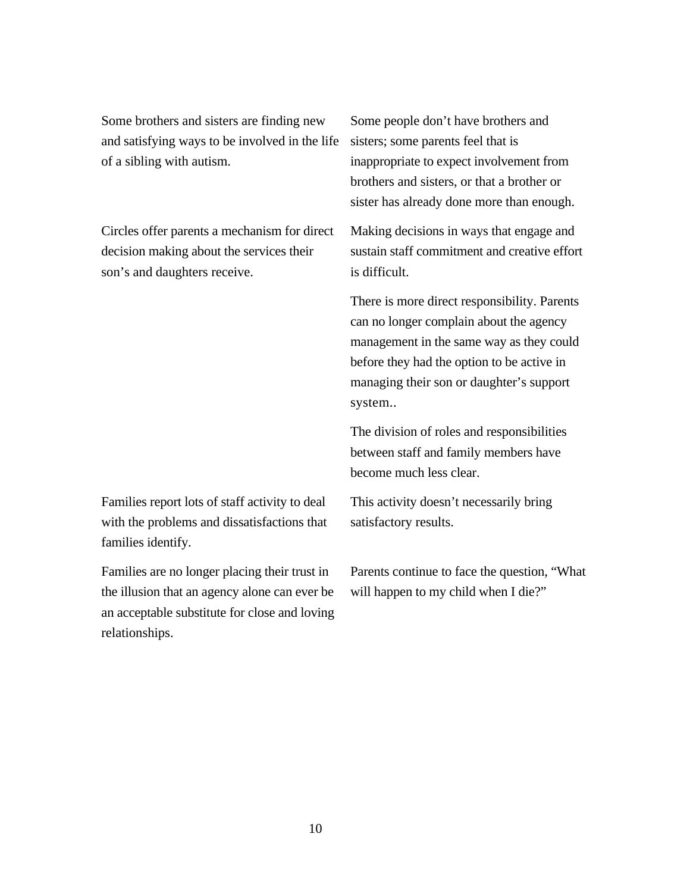| | |
|---|---|
| Some brothers and sisters are finding new and satisfying ways to be involved in the life of a sibling with autism. | Some people don't have brothers and sisters; some parents feel that is inappropriate to expect involvement from brothers and sisters, or that a brother or sister has already done more than enough. |
| Circles offer parents a mechanism for direct decision making about the services their son's and daughters receive. | Making decisions in ways that engage and sustain staff commitment and creative effort is difficult. |
| | There is more direct responsibility. Parents can no longer complain about the agency management in the same way as they could before they had the option to be active in managing their son or daughter's support system.. |
| | The division of roles and responsibilities between staff and family members have become much less clear. |
| Families report lots of staff activity to deal with the problems and dissatisfactions that families identify. | This activity doesn't necessarily bring satisfactory results. |
| Families are no longer placing their trust in the illusion that an agency alone can ever be an acceptable substitute for close and loving relationships. | Parents continue to face the question, "What will happen to my child when I die?" |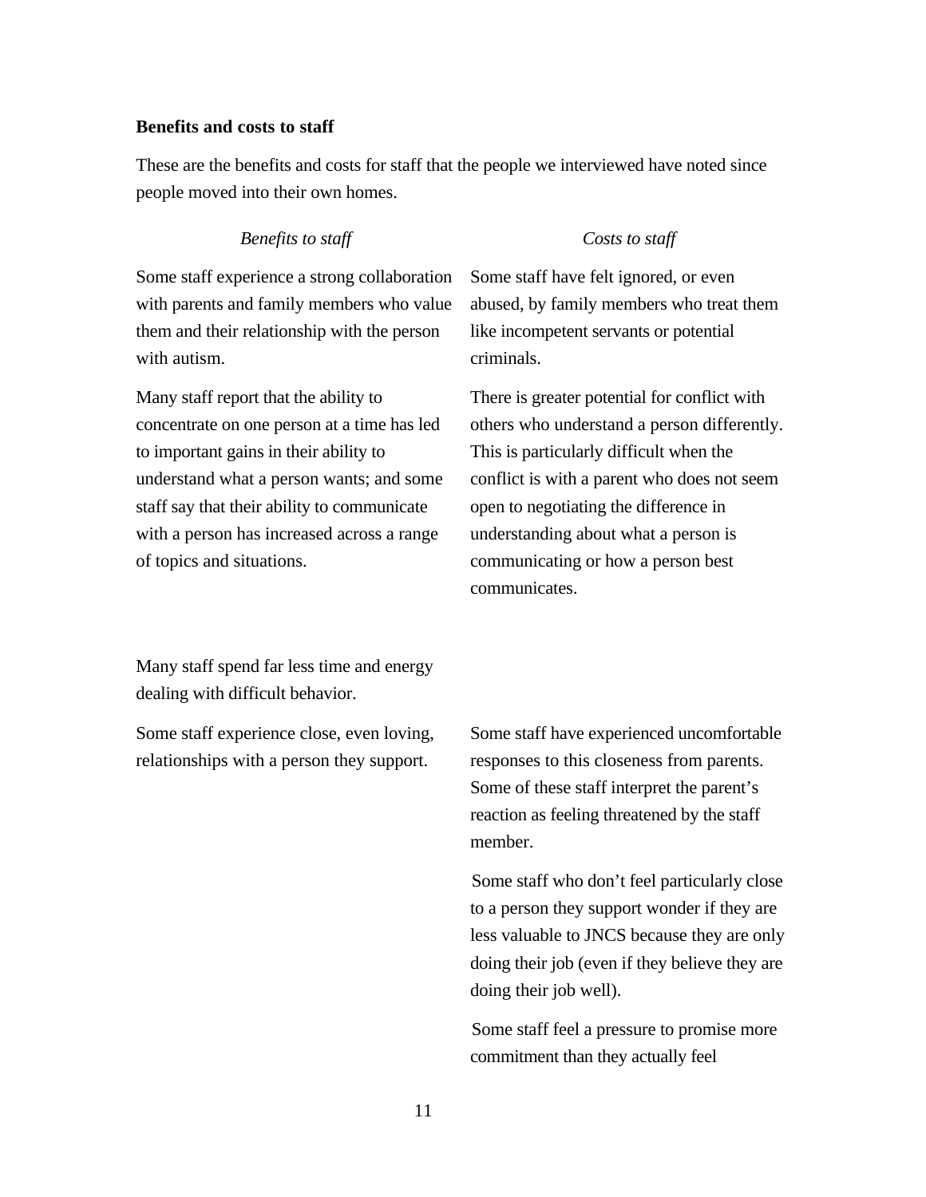**Benefits and costs to staff**

These are the benefits and costs for staff that the people we interviewed have noted since people moved into their own homes.

| *Benefits to staff* | *Costs to staff* |
|---|---|
| Some staff experience a strong collaboration with parents and family members who value them and their relationship with the person with autism. | Some staff have felt ignored, or even abused, by family members who treat them like incompetent servants or potential criminals. |
| Many staff report that the ability to concentrate on one person at a time has led to important gains in their ability to understand what a person wants; and some staff say that their ability to communicate with a person has increased across a range of topics and situations. | There is greater potential for conflict with others who understand a person differently. This is particularly difficult when the conflict is with a parent who does not seem open to negotiating the difference in understanding about what a person is communicating or how a person best communicates. |
| Many staff spend far less time and energy dealing with difficult behavior. | |
| Some staff experience close, even loving, relationships with a person they support. | Some staff have experienced uncomfortable responses to this closeness from parents. Some of these staff interpret the parent's reaction as feeling threatened by the staff member. |
| | Some staff who don't feel particularly close to a person they support wonder if they are less valuable to JNCS because they are only doing their job (even if they believe they are doing their job well). |
| | Some staff feel a pressure to promise more commitment than they actually feel |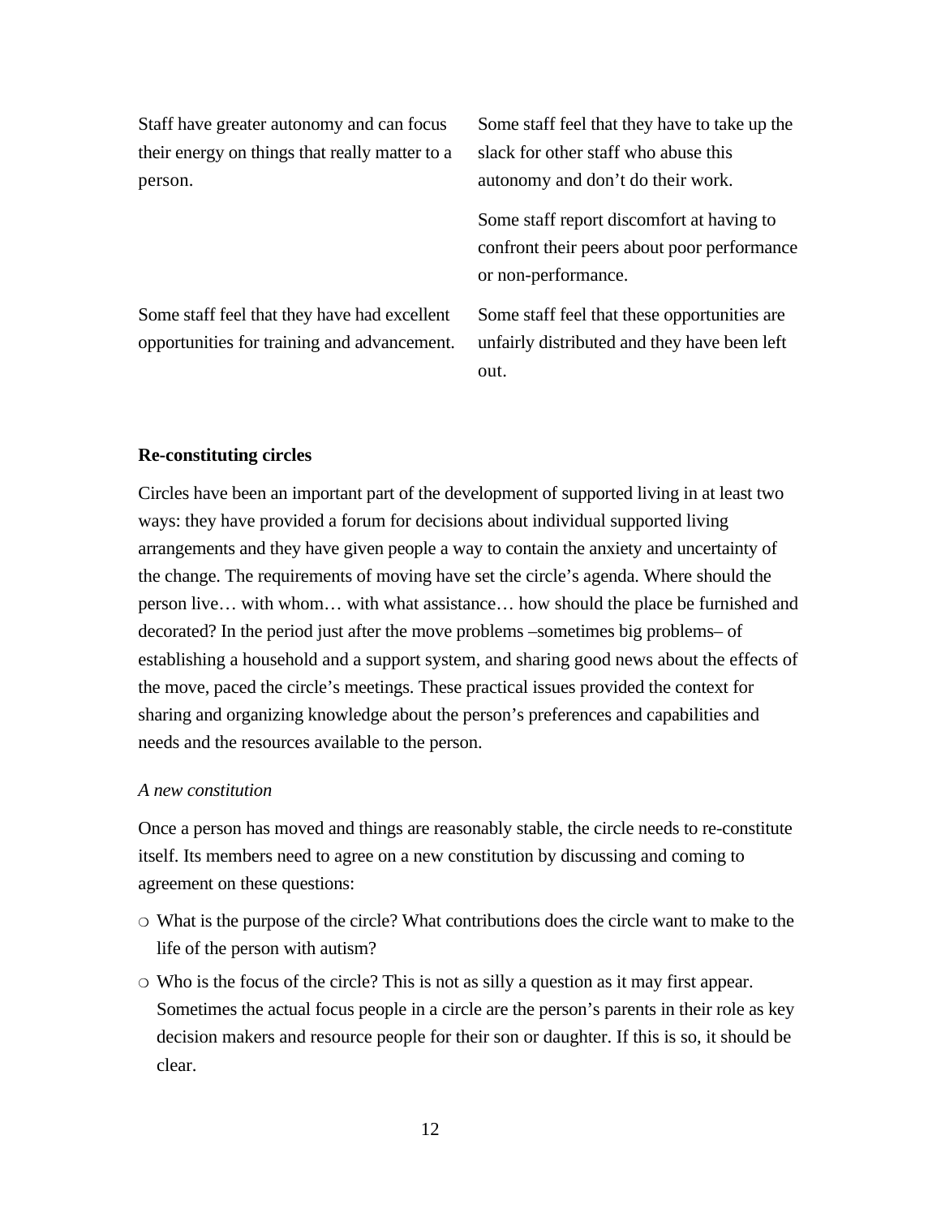| | |
|---|---|
| Staff have greater autonomy and can focus their energy on things that really matter to a person. | Some staff feel that they have to take up the slack for other staff who abuse this autonomy and don't do their work. |
| | Some staff report discomfort at having to confront their peers about poor performance or non-performance. |
| Some staff feel that they have had excellent opportunities for training and advancement. | Some staff feel that these opportunities are unfairly distributed and they have been left out. |

**Re-constituting circles**

Circles have been an important part of the development of supported living in at least two ways: they have provided a forum for decisions about individual supported living arrangements and they have given people a way to contain the anxiety and uncertainty of the change. The requirements of moving have set the circle's agenda. Where should the person live… with whom… with what assistance… how should the place be furnished and decorated? In the period just after the move problems –sometimes big problems– of establishing a household and a support system, and sharing good news about the effects of the move, paced the circle's meetings. These practical issues provided the context for sharing and organizing knowledge about the person's preferences and capabilities and needs and the resources available to the person.

*A new constitution*

Once a person has moved and things are reasonably stable, the circle needs to re-constitute itself. Its members need to agree on a new constitution by discussing and coming to agreement on these questions:

- What is the purpose of the circle? What contributions does the circle want to make to the life of the person with autism?
- Who is the focus of the circle? This is not as silly a question as it may first appear. Sometimes the actual focus people in a circle are the person's parents in their role as key decision makers and resource people for their son or daughter. If this is so, it should be clear.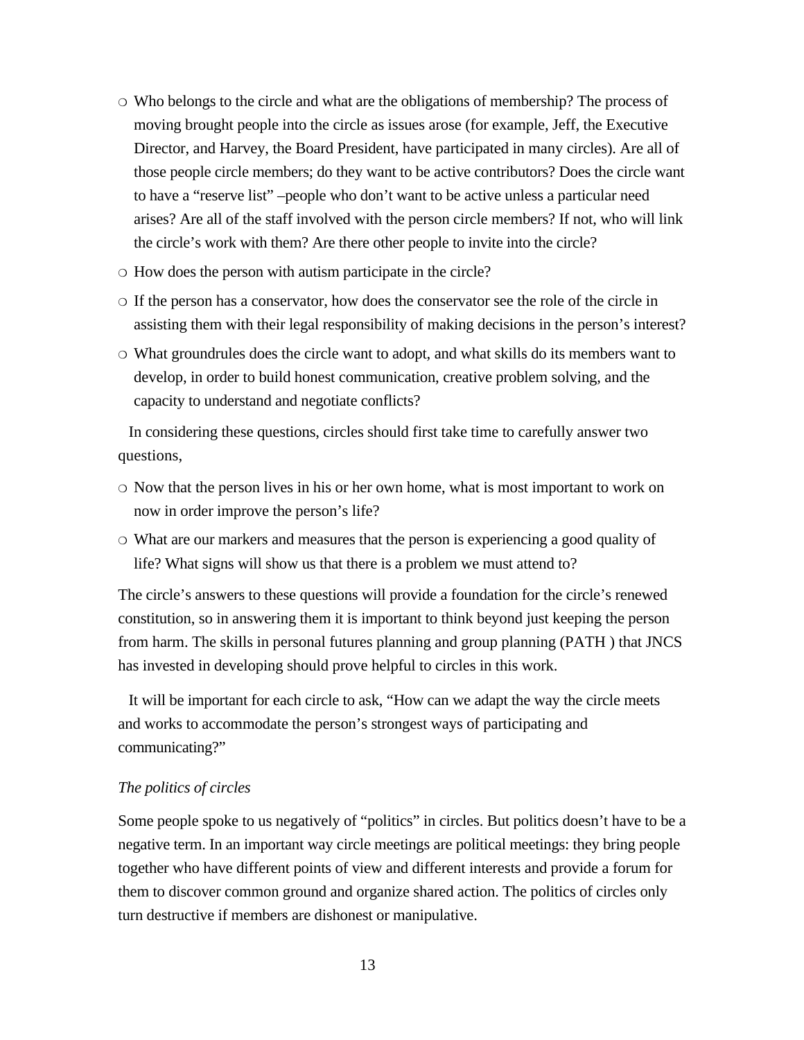- Who belongs to the circle and what are the obligations of membership? The process of moving brought people into the circle as issues arose (for example, Jeff, the Executive Director, and Harvey, the Board President, have participated in many circles). Are all of those people circle members; do they want to be active contributors? Does the circle want to have a "reserve list" –people who don't want to be active unless a particular need arises? Are all of the staff involved with the person circle members? If not, who will link the circle's work with them? Are there other people to invite into the circle?
- How does the person with autism participate in the circle?
- If the person has a conservator, how does the conservator see the role of the circle in assisting them with their legal responsibility of making decisions in the person's interest?
- What groundrules does the circle want to adopt, and what skills do its members want to develop, in order to build honest communication, creative problem solving, and the capacity to understand and negotiate conflicts?

In considering these questions, circles should first take time to carefully answer two questions,

- Now that the person lives in his or her own home, what is most important to work on now in order improve the person's life?
- What are our markers and measures that the person is experiencing a good quality of life? What signs will show us that there is a problem we must attend to?

The circle's answers to these questions will provide a foundation for the circle's renewed constitution, so in answering them it is important to think beyond just keeping the person from harm. The skills in personal futures planning and group planning (PATH ) that JNCS has invested in developing should prove helpful to circles in this work.

It will be important for each circle to ask, "How can we adapt the way the circle meets and works to accommodate the person's strongest ways of participating and communicating?"

*The politics of circles*

Some people spoke to us negatively of "politics" in circles. But politics doesn't have to be a negative term. In an important way circle meetings are political meetings: they bring people together who have different points of view and different interests and provide a forum for them to discover common ground and organize shared action. The politics of circles only turn destructive if members are dishonest or manipulative.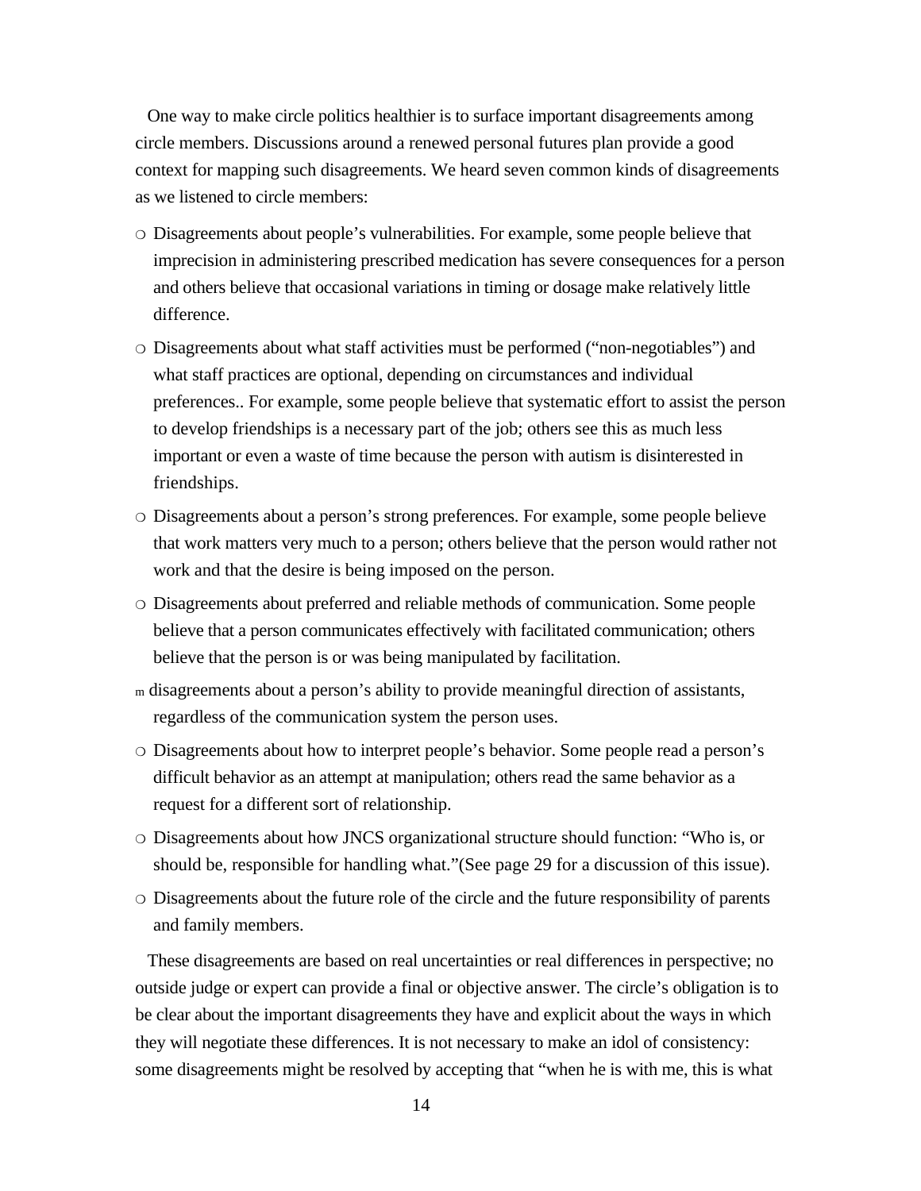One way to make circle politics healthier is to surface important disagreements among circle members. Discussions around a renewed personal futures plan provide a good context for mapping such disagreements. We heard seven common kinds of disagreements as we listened to circle members:

- Disagreements about people's vulnerabilities. For example, some people believe that imprecision in administering prescribed medication has severe consequences for a person and others believe that occasional variations in timing or dosage make relatively little difference.
- Disagreements about what staff activities must be performed ("non-negotiables") and what staff practices are optional, depending on circumstances and individual preferences.. For example, some people believe that systematic effort to assist the person to develop friendships is a necessary part of the job; others see this as much less important or even a waste of time because the person with autism is disinterested in friendships.
- Disagreements about a person's strong preferences. For example, some people believe that work matters very much to a person; others believe that the person would rather not work and that the desire is being imposed on the person.
- Disagreements about preferred and reliable methods of communication. Some people believe that a person communicates effectively with facilitated communication; others believe that the person is or was being manipulated by facilitation.
- m disagreements about a person's ability to provide meaningful direction of assistants, regardless of the communication system the person uses.
- Disagreements about how to interpret people's behavior. Some people read a person's difficult behavior as an attempt at manipulation; others read the same behavior as a request for a different sort of relationship.
- Disagreements about how JNCS organizational structure should function: "Who is, or should be, responsible for handling what."(See page 29 for a discussion of this issue).
- Disagreements about the future role of the circle and the future responsibility of parents and family members.

These disagreements are based on real uncertainties or real differences in perspective; no outside judge or expert can provide a final or objective answer. The circle's obligation is to be clear about the important disagreements they have and explicit about the ways in which they will negotiate these differences. It is not necessary to make an idol of consistency: some disagreements might be resolved by accepting that "when he is with me, this is what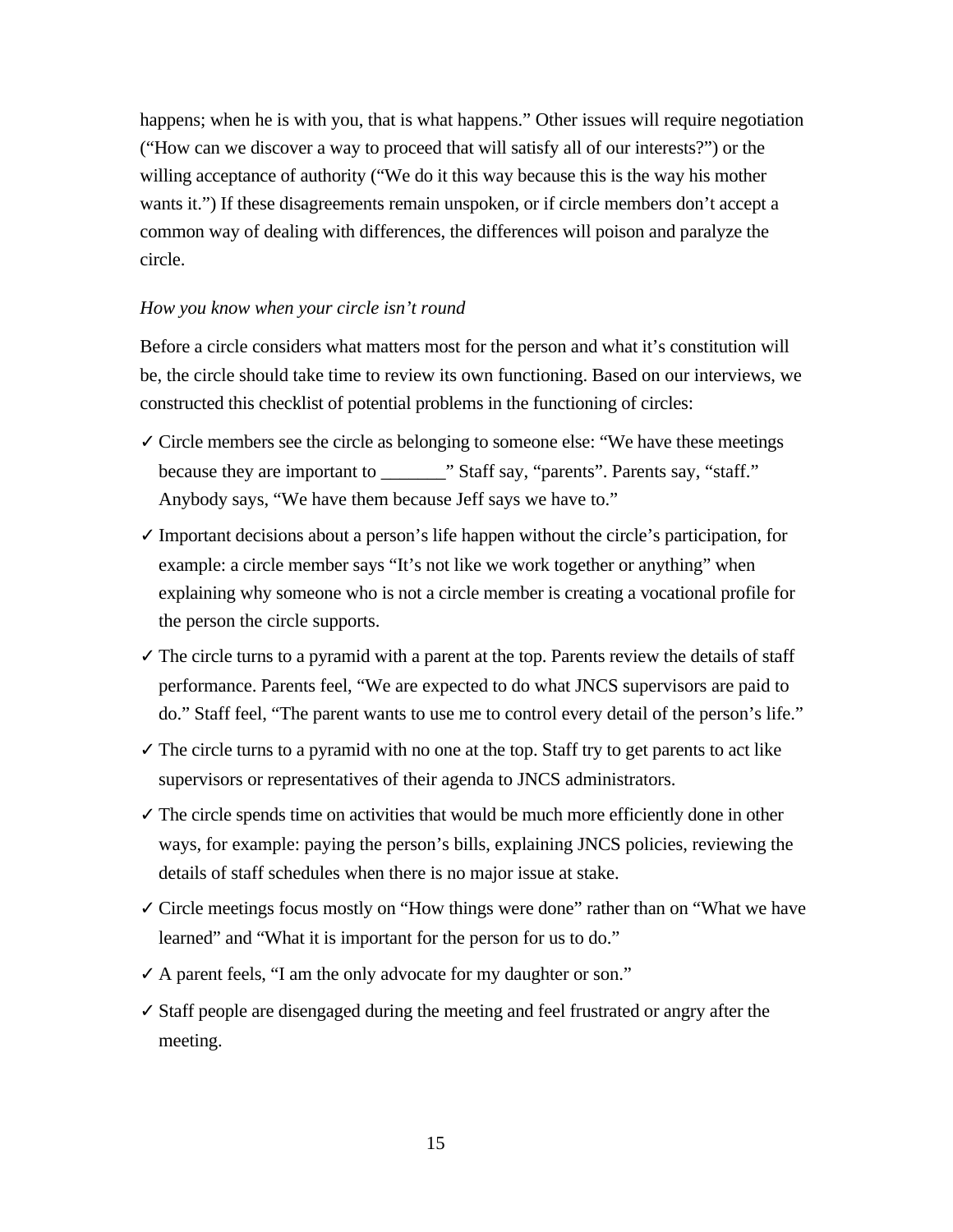happens; when he is with you, that is what happens." Other issues will require negotiation ("How can we discover a way to proceed that will satisfy all of our interests?") or the willing acceptance of authority ("We do it this way because this is the way his mother wants it.") If these disagreements remain unspoken, or if circle members don't accept a common way of dealing with differences, the differences will poison and paralyze the circle.

*How you know when your circle isn't round*

Before a circle considers what matters most for the person and what it's constitution will be, the circle should take time to review its own functioning. Based on our interviews, we constructed this checklist of potential problems in the functioning of circles:

- ✓ Circle members see the circle as belonging to someone else: "We have these meetings because they are important to _______" Staff say, "parents". Parents say, "staff." Anybody says, "We have them because Jeff says we have to."
- ✓ Important decisions about a person's life happen without the circle's participation, for example: a circle member says "It's not like we work together or anything" when explaining why someone who is not a circle member is creating a vocational profile for the person the circle supports.
- ✓ The circle turns to a pyramid with a parent at the top. Parents review the details of staff performance. Parents feel, "We are expected to do what JNCS supervisors are paid to do." Staff feel, "The parent wants to use me to control every detail of the person's life."
- ✓ The circle turns to a pyramid with no one at the top. Staff try to get parents to act like supervisors or representatives of their agenda to JNCS administrators.
- ✓ The circle spends time on activities that would be much more efficiently done in other ways, for example: paying the person's bills, explaining JNCS policies, reviewing the details of staff schedules when there is no major issue at stake.
- ✓ Circle meetings focus mostly on "How things were done" rather than on "What we have learned" and "What it is important for the person for us to do."
- ✓ A parent feels, "I am the only advocate for my daughter or son."
- ✓ Staff people are disengaged during the meeting and feel frustrated or angry after the meeting.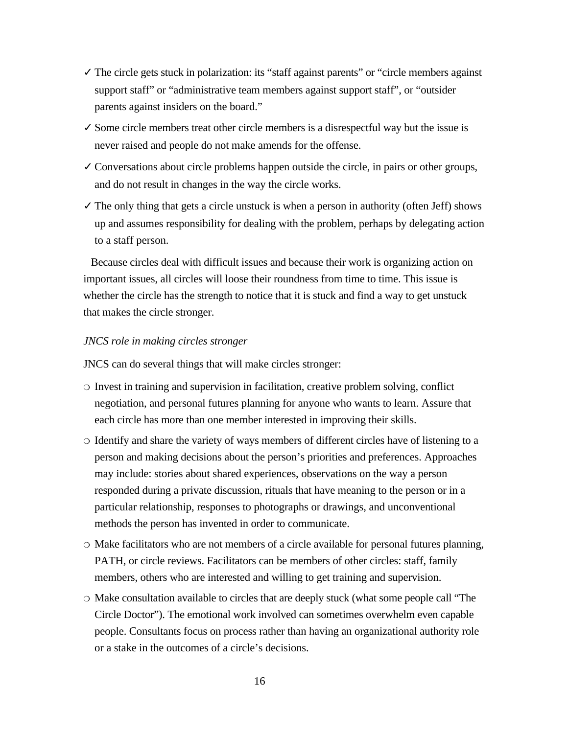✓ The circle gets stuck in polarization: its "staff against parents" or "circle members against support staff" or "administrative team members against support staff", or "outsider parents against insiders on the board."

✓ Some circle members treat other circle members is a disrespectful way but the issue is never raised and people do not make amends for the offense.

✓ Conversations about circle problems happen outside the circle, in pairs or other groups, and do not result in changes in the way the circle works.

✓ The only thing that gets a circle unstuck is when a person in authority (often Jeff) shows up and assumes responsibility for dealing with the problem, perhaps by delegating action to a staff person.

Because circles deal with difficult issues and because their work is organizing action on important issues, all circles will loose their roundness from time to time. This issue is whether the circle has the strength to notice that it is stuck and find a way to get unstuck that makes the circle stronger.

*JNCS role in making circles stronger*

JNCS can do several things that will make circles stronger:

- Invest in training and supervision in facilitation, creative problem solving, conflict negotiation, and personal futures planning for anyone who wants to learn. Assure that each circle has more than one member interested in improving their skills.
- Identify and share the variety of ways members of different circles have of listening to a person and making decisions about the person's priorities and preferences. Approaches may include: stories about shared experiences, observations on the way a person responded during a private discussion, rituals that have meaning to the person or in a particular relationship, responses to photographs or drawings, and unconventional methods the person has invented in order to communicate.
- Make facilitators who are not members of a circle available for personal futures planning, PATH, or circle reviews. Facilitators can be members of other circles: staff, family members, others who are interested and willing to get training and supervision.
- Make consultation available to circles that are deeply stuck (what some people call "The Circle Doctor"). The emotional work involved can sometimes overwhelm even capable people. Consultants focus on process rather than having an organizational authority role or a stake in the outcomes of a circle's decisions.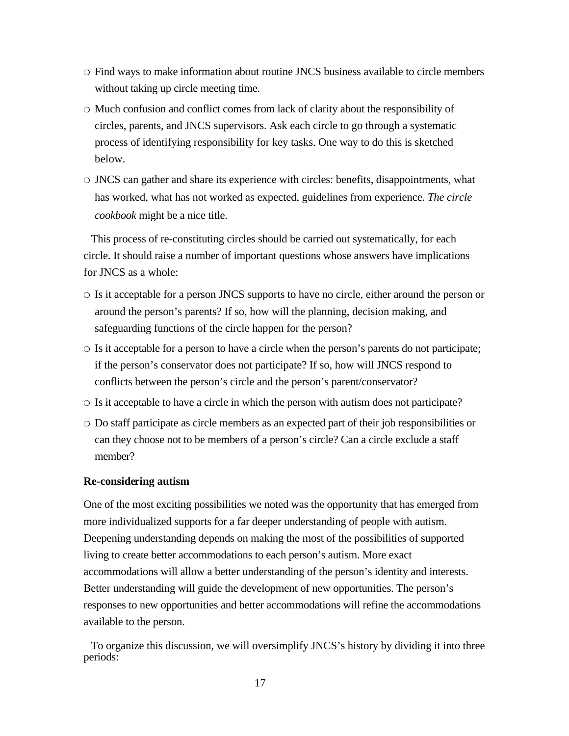- Find ways to make information about routine JNCS business available to circle members without taking up circle meeting time.
- Much confusion and conflict comes from lack of clarity about the responsibility of circles, parents, and JNCS supervisors. Ask each circle to go through a systematic process of identifying responsibility for key tasks. One way to do this is sketched below.
- JNCS can gather and share its experience with circles: benefits, disappointments, what has worked, what has not worked as expected, guidelines from experience. *The circle cookbook* might be a nice title.

This process of re-constituting circles should be carried out systematically, for each circle. It should raise a number of important questions whose answers have implications for JNCS as a whole:

- Is it acceptable for a person JNCS supports to have no circle, either around the person or around the person's parents? If so, how will the planning, decision making, and safeguarding functions of the circle happen for the person?
- Is it acceptable for a person to have a circle when the person's parents do not participate; if the person's conservator does not participate? If so, how will JNCS respond to conflicts between the person's circle and the person's parent/conservator?
- Is it acceptable to have a circle in which the person with autism does not participate?
- Do staff participate as circle members as an expected part of their job responsibilities or can they choose not to be members of a person's circle? Can a circle exclude a staff member?

**Re-considering autism**

One of the most exciting possibilities we noted was the opportunity that has emerged from more individualized supports for a far deeper understanding of people with autism. Deepening understanding depends on making the most of the possibilities of supported living to create better accommodations to each person's autism. More exact accommodations will allow a better understanding of the person's identity and interests. Better understanding will guide the development of new opportunities. The person's responses to new opportunities and better accommodations will refine the accommodations available to the person.

To organize this discussion, we will oversimplify JNCS's history by dividing it into three periods: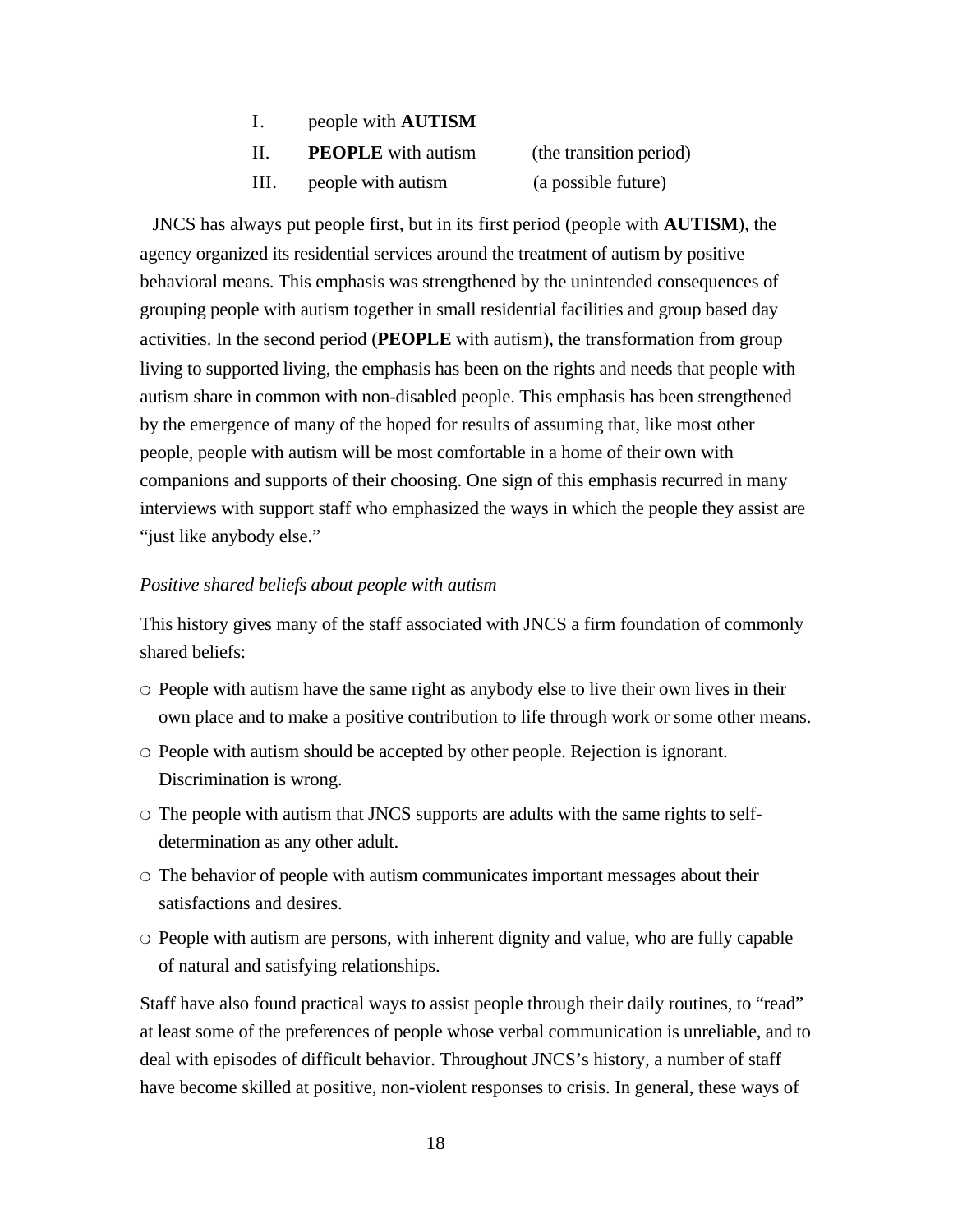I. people with **AUTISM**

II. **PEOPLE** with autism (the transition period)

III. people with autism (a possible future)

JNCS has always put people first, but in its first period (people with **AUTISM**), the agency organized its residential services around the treatment of autism by positive behavioral means. This emphasis was strengthened by the unintended consequences of grouping people with autism together in small residential facilities and group based day activities. In the second period (**PEOPLE** with autism), the transformation from group living to supported living, the emphasis has been on the rights and needs that people with autism share in common with non-disabled people. This emphasis has been strengthened by the emergence of many of the hoped for results of assuming that, like most other people, people with autism will be most comfortable in a home of their own with companions and supports of their choosing. One sign of this emphasis recurred in many interviews with support staff who emphasized the ways in which the people they assist are "just like anybody else."

*Positive shared beliefs about people with autism*

This history gives many of the staff associated with JNCS a firm foundation of commonly shared beliefs:

- People with autism have the same right as anybody else to live their own lives in their own place and to make a positive contribution to life through work or some other means.
- People with autism should be accepted by other people. Rejection is ignorant. Discrimination is wrong.
- The people with autism that JNCS supports are adults with the same rights to self-determination as any other adult.
- The behavior of people with autism communicates important messages about their satisfactions and desires.
- People with autism are persons, with inherent dignity and value, who are fully capable of natural and satisfying relationships.

Staff have also found practical ways to assist people through their daily routines, to "read" at least some of the preferences of people whose verbal communication is unreliable, and to deal with episodes of difficult behavior. Throughout JNCS's history, a number of staff have become skilled at positive, non-violent responses to crisis. In general, these ways of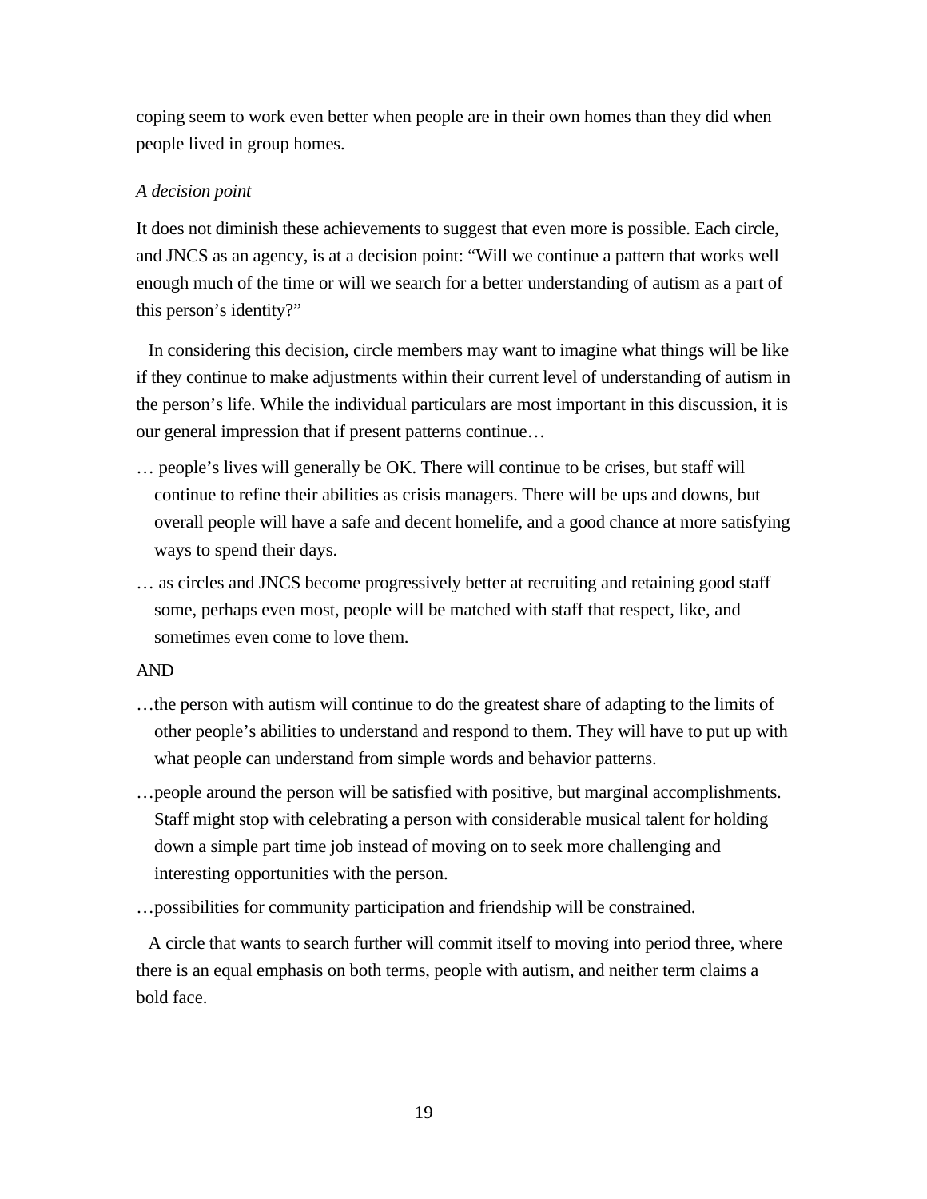coping seem to work even better when people are in their own homes than they did when people lived in group homes.

*A decision point*

It does not diminish these achievements to suggest that even more is possible. Each circle, and JNCS as an agency, is at a decision point: "Will we continue a pattern that works well enough much of the time or will we search for a better understanding of autism as a part of this person's identity?"

In considering this decision, circle members may want to imagine what things will be like if they continue to make adjustments within their current level of understanding of autism in the person's life. While the individual particulars are most important in this discussion, it is our general impression that if present patterns continue…

… people's lives will generally be OK. There will continue to be crises, but staff will continue to refine their abilities as crisis managers. There will be ups and downs, but overall people will have a safe and decent homelife, and a good chance at more satisfying ways to spend their days.

… as circles and JNCS become progressively better at recruiting and retaining good staff some, perhaps even most, people will be matched with staff that respect, like, and sometimes even come to love them.

AND

…the person with autism will continue to do the greatest share of adapting to the limits of other people's abilities to understand and respond to them. They will have to put up with what people can understand from simple words and behavior patterns.

…people around the person will be satisfied with positive, but marginal accomplishments. Staff might stop with celebrating a person with considerable musical talent for holding down a simple part time job instead of moving on to seek more challenging and interesting opportunities with the person.

…possibilities for community participation and friendship will be constrained.

A circle that wants to search further will commit itself to moving into period three, where there is an equal emphasis on both terms, people with autism, and neither term claims a bold face.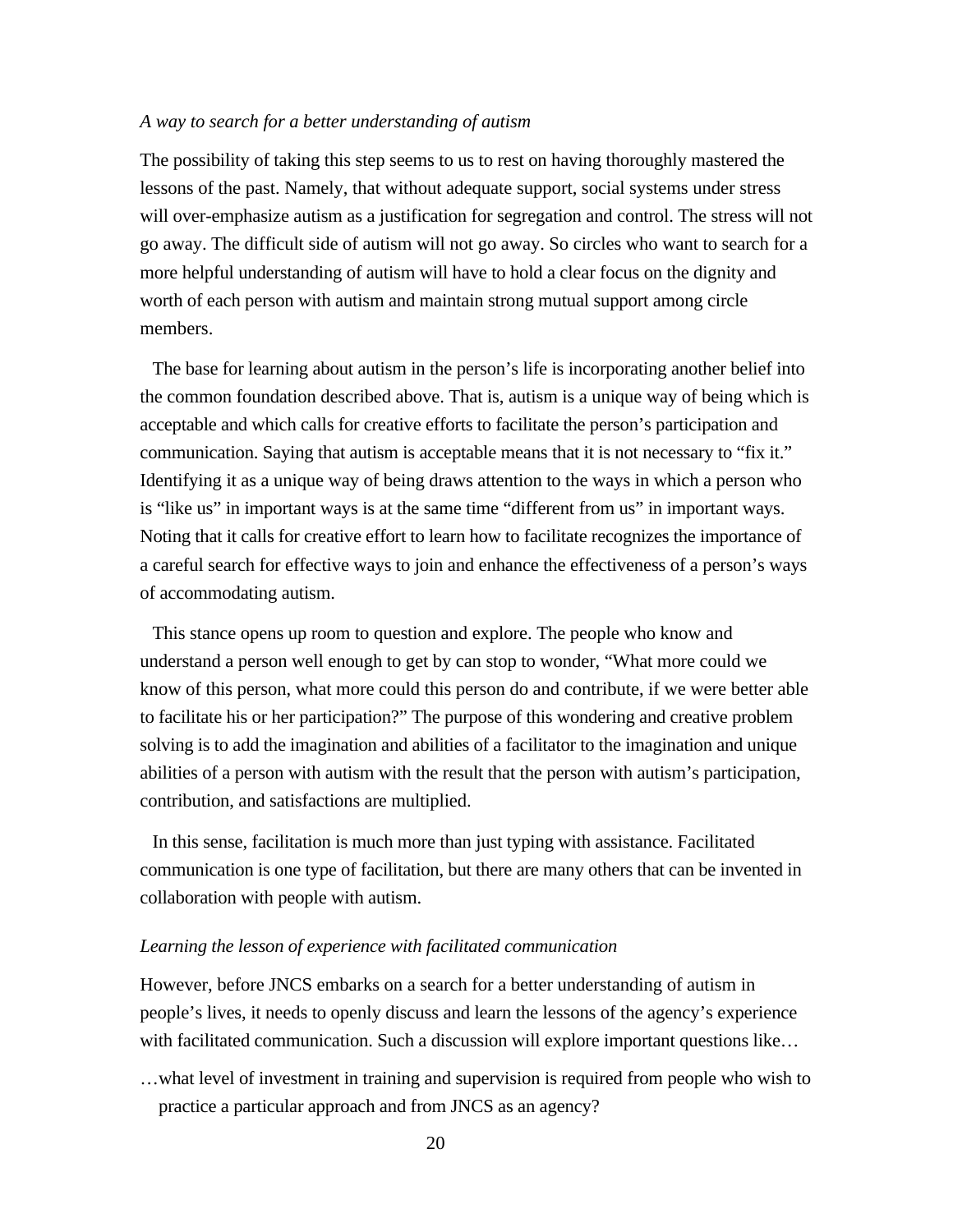*A way to search for a better understanding of autism*

The possibility of taking this step seems to us to rest on having thoroughly mastered the lessons of the past. Namely, that without adequate support, social systems under stress will over-emphasize autism as a justification for segregation and control. The stress will not go away. The difficult side of autism will not go away. So circles who want to search for a more helpful understanding of autism will have to hold a clear focus on the dignity and worth of each person with autism and maintain strong mutual support among circle members.

The base for learning about autism in the person's life is incorporating another belief into the common foundation described above. That is, autism is a unique way of being which is acceptable and which calls for creative efforts to facilitate the person's participation and communication. Saying that autism is acceptable means that it is not necessary to "fix it." Identifying it as a unique way of being draws attention to the ways in which a person who is "like us" in important ways is at the same time "different from us" in important ways. Noting that it calls for creative effort to learn how to facilitate recognizes the importance of a careful search for effective ways to join and enhance the effectiveness of a person's ways of accommodating autism.

This stance opens up room to question and explore. The people who know and understand a person well enough to get by can stop to wonder, "What more could we know of this person, what more could this person do and contribute, if we were better able to facilitate his or her participation?" The purpose of this wondering and creative problem solving is to add the imagination and abilities of a facilitator to the imagination and unique abilities of a person with autism with the result that the person with autism's participation, contribution, and satisfactions are multiplied.

In this sense, facilitation is much more than just typing with assistance. Facilitated communication is one type of facilitation, but there are many others that can be invented in collaboration with people with autism.

*Learning the lesson of experience with facilitated communication*

However, before JNCS embarks on a search for a better understanding of autism in people's lives, it needs to openly discuss and learn the lessons of the agency's experience with facilitated communication. Such a discussion will explore important questions like…

…what level of investment in training and supervision is required from people who wish to practice a particular approach and from JNCS as an agency?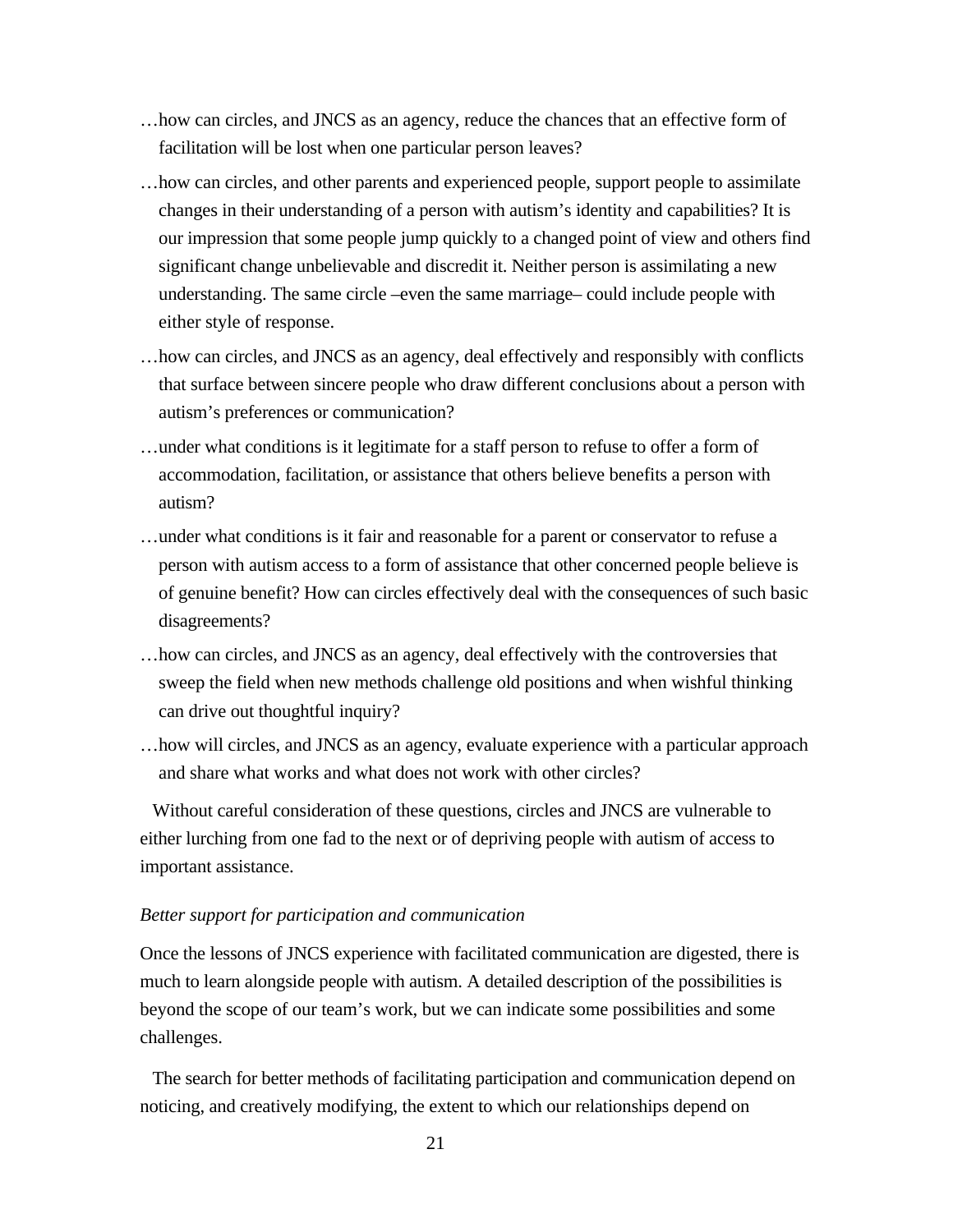…how can circles, and JNCS as an agency, reduce the chances that an effective form of facilitation will be lost when one particular person leaves?

…how can circles, and other parents and experienced people, support people to assimilate changes in their understanding of a person with autism's identity and capabilities? It is our impression that some people jump quickly to a changed point of view and others find significant change unbelievable and discredit it. Neither person is assimilating a new understanding. The same circle –even the same marriage– could include people with either style of response.

…how can circles, and JNCS as an agency, deal effectively and responsibly with conflicts that surface between sincere people who draw different conclusions about a person with autism's preferences or communication?

…under what conditions is it legitimate for a staff person to refuse to offer a form of accommodation, facilitation, or assistance that others believe benefits a person with autism?

…under what conditions is it fair and reasonable for a parent or conservator to refuse a person with autism access to a form of assistance that other concerned people believe is of genuine benefit? How can circles effectively deal with the consequences of such basic disagreements?

…how can circles, and JNCS as an agency, deal effectively with the controversies that sweep the field when new methods challenge old positions and when wishful thinking can drive out thoughtful inquiry?

…how will circles, and JNCS as an agency, evaluate experience with a particular approach and share what works and what does not work with other circles?

Without careful consideration of these questions, circles and JNCS are vulnerable to either lurching from one fad to the next or of depriving people with autism of access to important assistance.

*Better support for participation and communication*

Once the lessons of JNCS experience with facilitated communication are digested, there is much to learn alongside people with autism. A detailed description of the possibilities is beyond the scope of our team's work, but we can indicate some possibilities and some challenges.

The search for better methods of facilitating participation and communication depend on noticing, and creatively modifying, the extent to which our relationships depend on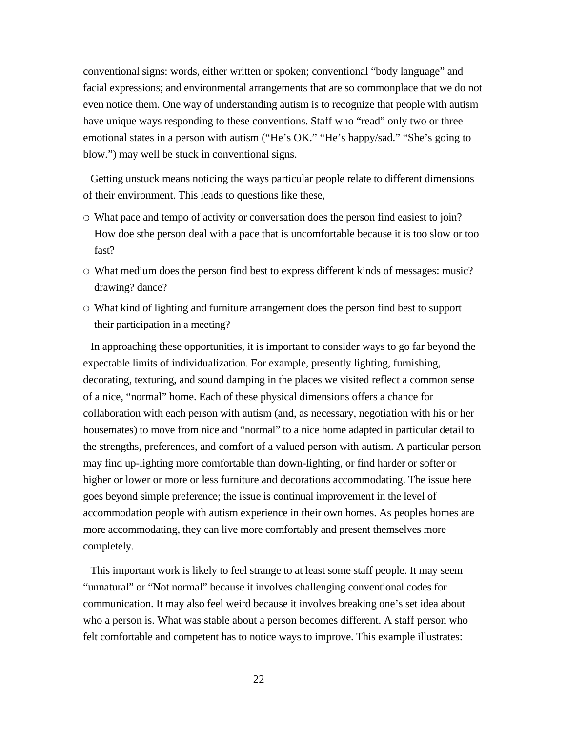conventional signs: words, either written or spoken; conventional "body language" and facial expressions; and environmental arrangements that are so commonplace that we do not even notice them. One way of understanding autism is to recognize that people with autism have unique ways responding to these conventions. Staff who "read" only two or three emotional states in a person with autism ("He's OK." "He's happy/sad." "She's going to blow.") may well be stuck in conventional signs.

Getting unstuck means noticing the ways particular people relate to different dimensions of their environment. This leads to questions like these,

- What pace and tempo of activity or conversation does the person find easiest to join? How doe sthe person deal with a pace that is uncomfortable because it is too slow or too fast?
- What medium does the person find best to express different kinds of messages: music? drawing? dance?
- What kind of lighting and furniture arrangement does the person find best to support their participation in a meeting?

In approaching these opportunities, it is important to consider ways to go far beyond the expectable limits of individualization. For example, presently lighting, furnishing, decorating, texturing, and sound damping in the places we visited reflect a common sense of a nice, "normal" home. Each of these physical dimensions offers a chance for collaboration with each person with autism (and, as necessary, negotiation with his or her housemates) to move from nice and "normal" to a nice home adapted in particular detail to the strengths, preferences, and comfort of a valued person with autism. A particular person may find up-lighting more comfortable than down-lighting, or find harder or softer or higher or lower or more or less furniture and decorations accommodating. The issue here goes beyond simple preference; the issue is continual improvement in the level of accommodation people with autism experience in their own homes. As peoples homes are more accommodating, they can live more comfortably and present themselves more completely.

This important work is likely to feel strange to at least some staff people. It may seem "unnatural" or "Not normal" because it involves challenging conventional codes for communication. It may also feel weird because it involves breaking one's set idea about who a person is. What was stable about a person becomes different. A staff person who felt comfortable and competent has to notice ways to improve. This example illustrates: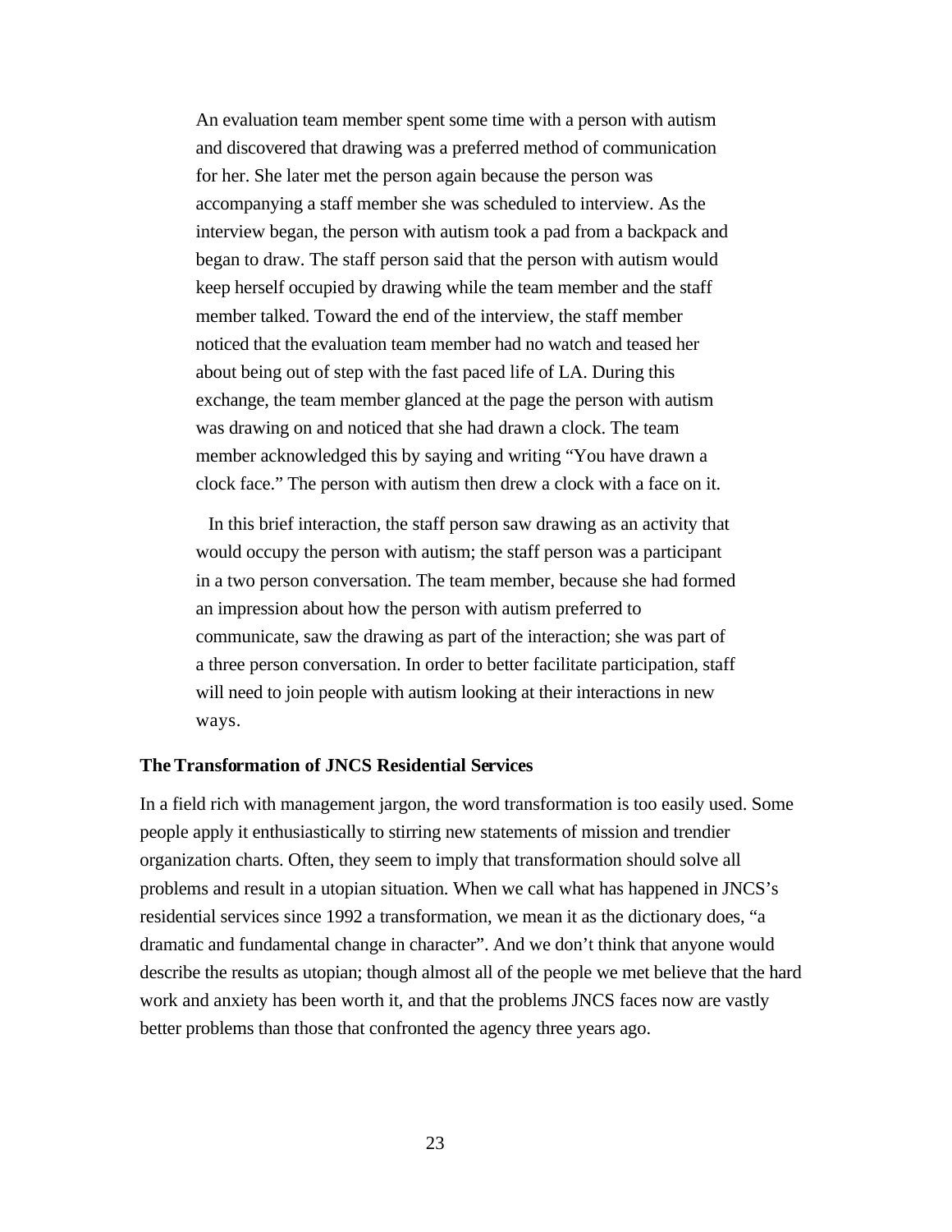An evaluation team member spent some time with a person with autism and discovered that drawing was a preferred method of communication for her. She later met the person again because the person was accompanying a staff member she was scheduled to interview. As the interview began, the person with autism took a pad from a backpack and began to draw. The staff person said that the person with autism would keep herself occupied by drawing while the team member and the staff member talked. Toward the end of the interview, the staff member noticed that the evaluation team member had no watch and teased her about being out of step with the fast paced life of LA. During this exchange, the team member glanced at the page the person with autism was drawing on and noticed that she had drawn a clock. The team member acknowledged this by saying and writing "You have drawn a clock face." The person with autism then drew a clock with a face on it.

In this brief interaction, the staff person saw drawing as an activity that would occupy the person with autism; the staff person was a participant in a two person conversation. The team member, because she had formed an impression about how the person with autism preferred to communicate, saw the drawing as part of the interaction; she was part of a three person conversation. In order to better facilitate participation, staff will need to join people with autism looking at their interactions in new ways.

**The Transformation of JNCS Residential Services**

In a field rich with management jargon, the word transformation is too easily used. Some people apply it enthusiastically to stirring new statements of mission and trendier organization charts. Often, they seem to imply that transformation should solve all problems and result in a utopian situation. When we call what has happened in JNCS's residential services since 1992 a transformation, we mean it as the dictionary does, "a dramatic and fundamental change in character". And we don't think that anyone would describe the results as utopian; though almost all of the people we met believe that the hard work and anxiety has been worth it, and that the problems JNCS faces now are vastly better problems than those that confronted the agency three years ago.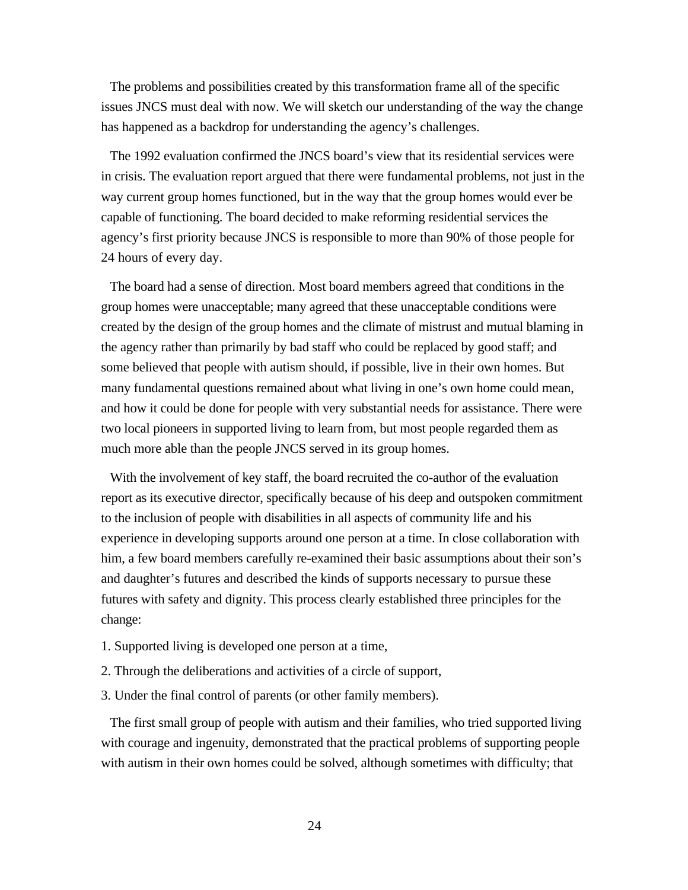The problems and possibilities created by this transformation frame all of the specific issues JNCS must deal with now. We will sketch our understanding of the way the change has happened as a backdrop for understanding the agency's challenges.

The 1992 evaluation confirmed the JNCS board's view that its residential services were in crisis. The evaluation report argued that there were fundamental problems, not just in the way current group homes functioned, but in the way that the group homes would ever be capable of functioning. The board decided to make reforming residential services the agency's first priority because JNCS is responsible to more than 90% of those people for 24 hours of every day.

The board had a sense of direction. Most board members agreed that conditions in the group homes were unacceptable; many agreed that these unacceptable conditions were created by the design of the group homes and the climate of mistrust and mutual blaming in the agency rather than primarily by bad staff who could be replaced by good staff; and some believed that people with autism should, if possible, live in their own homes. But many fundamental questions remained about what living in one's own home could mean, and how it could be done for people with very substantial needs for assistance. There were two local pioneers in supported living to learn from, but most people regarded them as much more able than the people JNCS served in its group homes.

With the involvement of key staff, the board recruited the co-author of the evaluation report as its executive director, specifically because of his deep and outspoken commitment to the inclusion of people with disabilities in all aspects of community life and his experience in developing supports around one person at a time. In close collaboration with him, a few board members carefully re-examined their basic assumptions about their son's and daughter's futures and described the kinds of supports necessary to pursue these futures with safety and dignity. This process clearly established three principles for the change:

1. Supported living is developed one person at a time,
2. Through the deliberations and activities of a circle of support,
3. Under the final control of parents (or other family members).

The first small group of people with autism and their families, who tried supported living with courage and ingenuity, demonstrated that the practical problems of supporting people with autism in their own homes could be solved, although sometimes with difficulty; that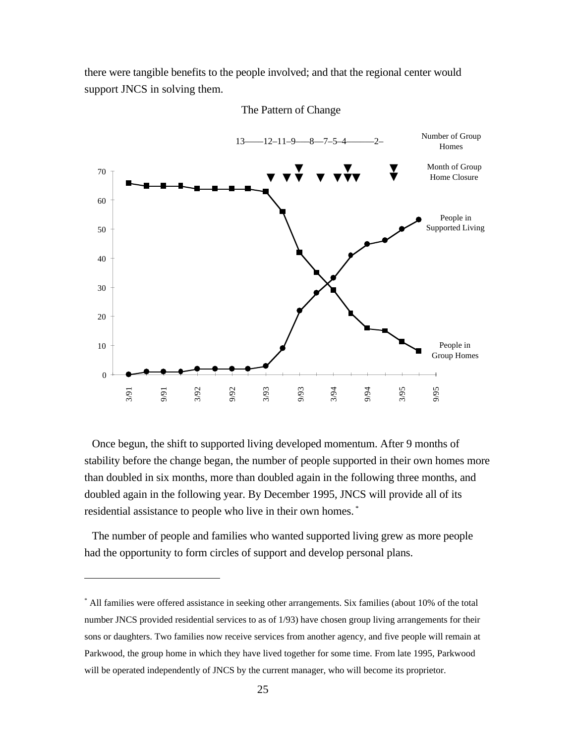there were tangible benefits to the people involved; and that the regional center would support JNCS in solving them.

The Pattern of Change

13——12–11–9—–8—7–5–4———2– Number of Group Homes

Month of Group Home Closure

People in Supported Living

People in Group Homes

Once begun, the shift to supported living developed momentum. After 9 months of stability before the change began, the number of people supported in their own homes more than doubled in six months, more than doubled again in the following three months, and doubled again in the following year. By December 1995, JNCS will provide all of its residential assistance to people who live in their own homes. *

The number of people and families who wanted supported living grew as more people had the opportunity to form circles of support and develop personal plans.

---

* All families were offered assistance in seeking other arrangements. Six families (about 10% of the total number JNCS provided residential services to as of 1/93) have chosen group living arrangements for their sons or daughters. Two families now receive services from another agency, and five people will remain at Parkwood, the group home in which they have lived together for some time. From late 1995, Parkwood will be operated independently of JNCS by the current manager, who will become its proprietor.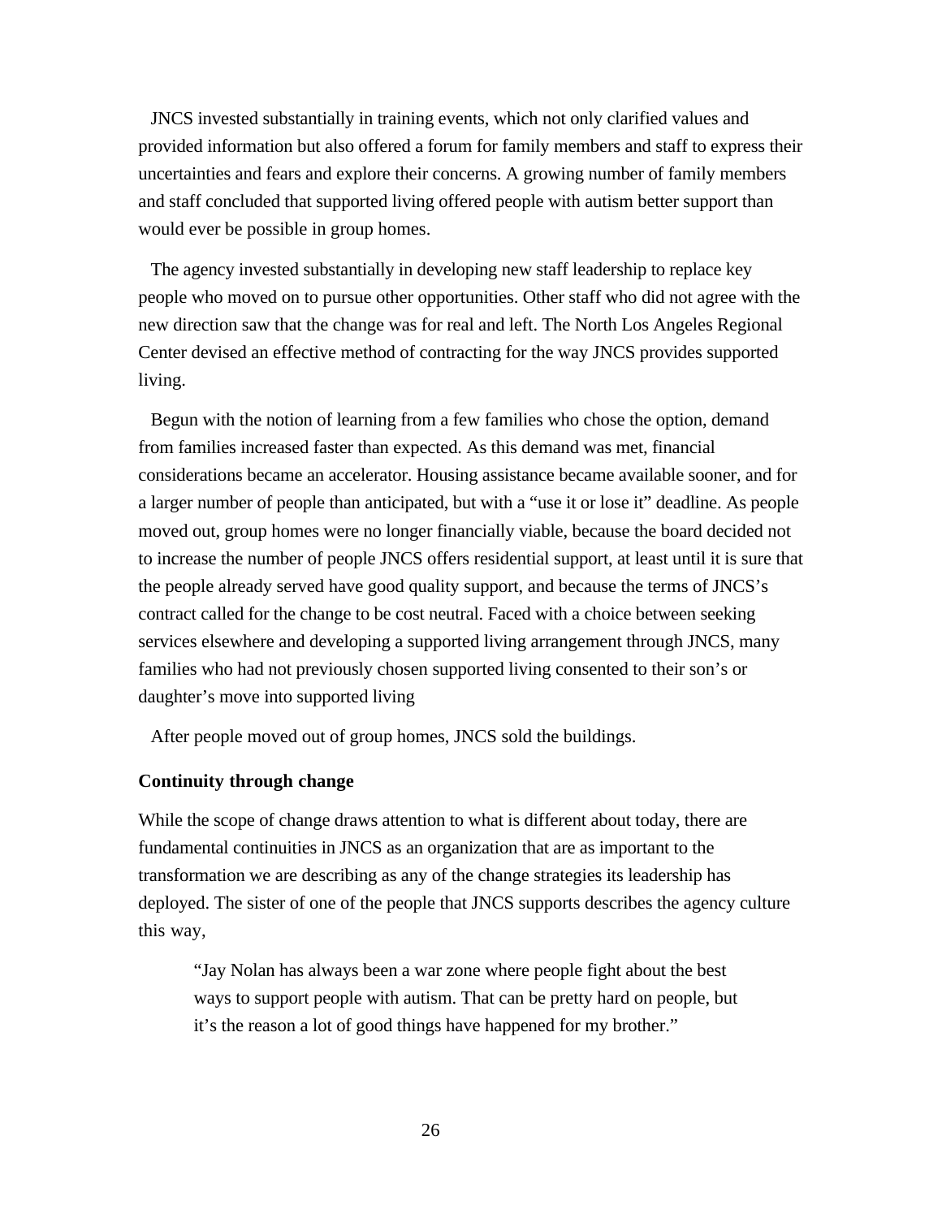JNCS invested substantially in training events, which not only clarified values and provided information but also offered a forum for family members and staff to express their uncertainties and fears and explore their concerns. A growing number of family members and staff concluded that supported living offered people with autism better support than would ever be possible in group homes.

The agency invested substantially in developing new staff leadership to replace key people who moved on to pursue other opportunities. Other staff who did not agree with the new direction saw that the change was for real and left. The North Los Angeles Regional Center devised an effective method of contracting for the way JNCS provides supported living.

Begun with the notion of learning from a few families who chose the option, demand from families increased faster than expected. As this demand was met, financial considerations became an accelerator. Housing assistance became available sooner, and for a larger number of people than anticipated, but with a "use it or lose it" deadline. As people moved out, group homes were no longer financially viable, because the board decided not to increase the number of people JNCS offers residential support, at least until it is sure that the people already served have good quality support, and because the terms of JNCS's contract called for the change to be cost neutral. Faced with a choice between seeking services elsewhere and developing a supported living arrangement through JNCS, many families who had not previously chosen supported living consented to their son's or daughter's move into supported living

After people moved out of group homes, JNCS sold the buildings.

**Continuity through change**

While the scope of change draws attention to what is different about today, there are fundamental continuities in JNCS as an organization that are as important to the transformation we are describing as any of the change strategies its leadership has deployed. The sister of one of the people that JNCS supports describes the agency culture this way,

> "Jay Nolan has always been a war zone where people fight about the best ways to support people with autism. That can be pretty hard on people, but it's the reason a lot of good things have happened for my brother."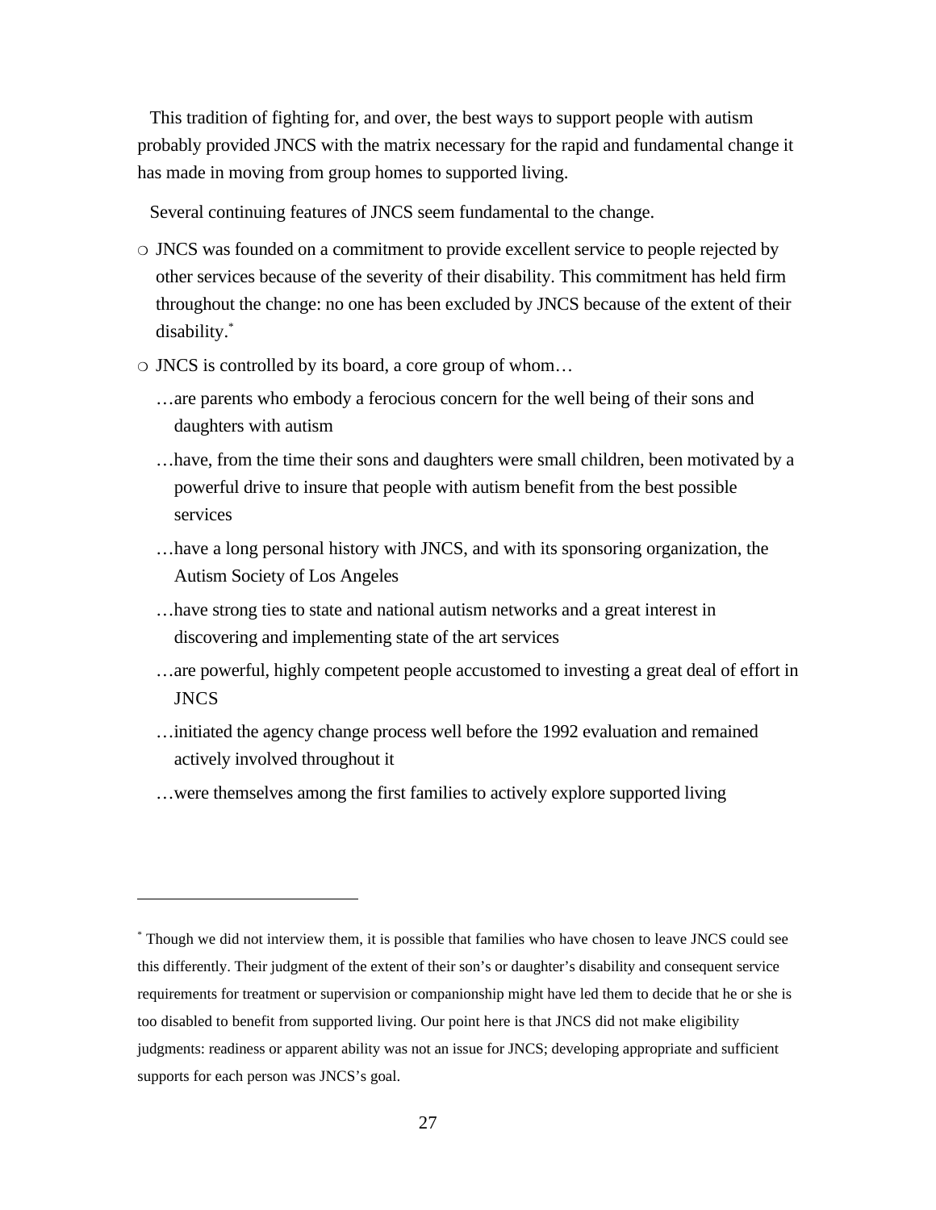This tradition of fighting for, and over, the best ways to support people with autism probably provided JNCS with the matrix necessary for the rapid and fundamental change it has made in moving from group homes to supported living.

Several continuing features of JNCS seem fundamental to the change.

- JNCS was founded on a commitment to provide excellent service to people rejected by other services because of the severity of their disability. This commitment has held firm throughout the change: no one has been excluded by JNCS because of the extent of their disability.[*]
- JNCS is controlled by its board, a core group of whom…
  - …are parents who embody a ferocious concern for the well being of their sons and daughters with autism
  - …have, from the time their sons and daughters were small children, been motivated by a powerful drive to insure that people with autism benefit from the best possible services
  - …have a long personal history with JNCS, and with its sponsoring organization, the Autism Society of Los Angeles
  - …have strong ties to state and national autism networks and a great interest in discovering and implementing state of the art services
  - …are powerful, highly competent people accustomed to investing a great deal of effort in JNCS
  - …initiated the agency change process well before the 1992 evaluation and remained actively involved throughout it
  - …were themselves among the first families to actively explore supported living

---

[*] Though we did not interview them, it is possible that families who have chosen to leave JNCS could see this differently. Their judgment of the extent of their son's or daughter's disability and consequent service requirements for treatment or supervision or companionship might have led them to decide that he or she is too disabled to benefit from supported living. Our point here is that JNCS did not make eligibility judgments: readiness or apparent ability was not an issue for JNCS; developing appropriate and sufficient supports for each person was JNCS's goal.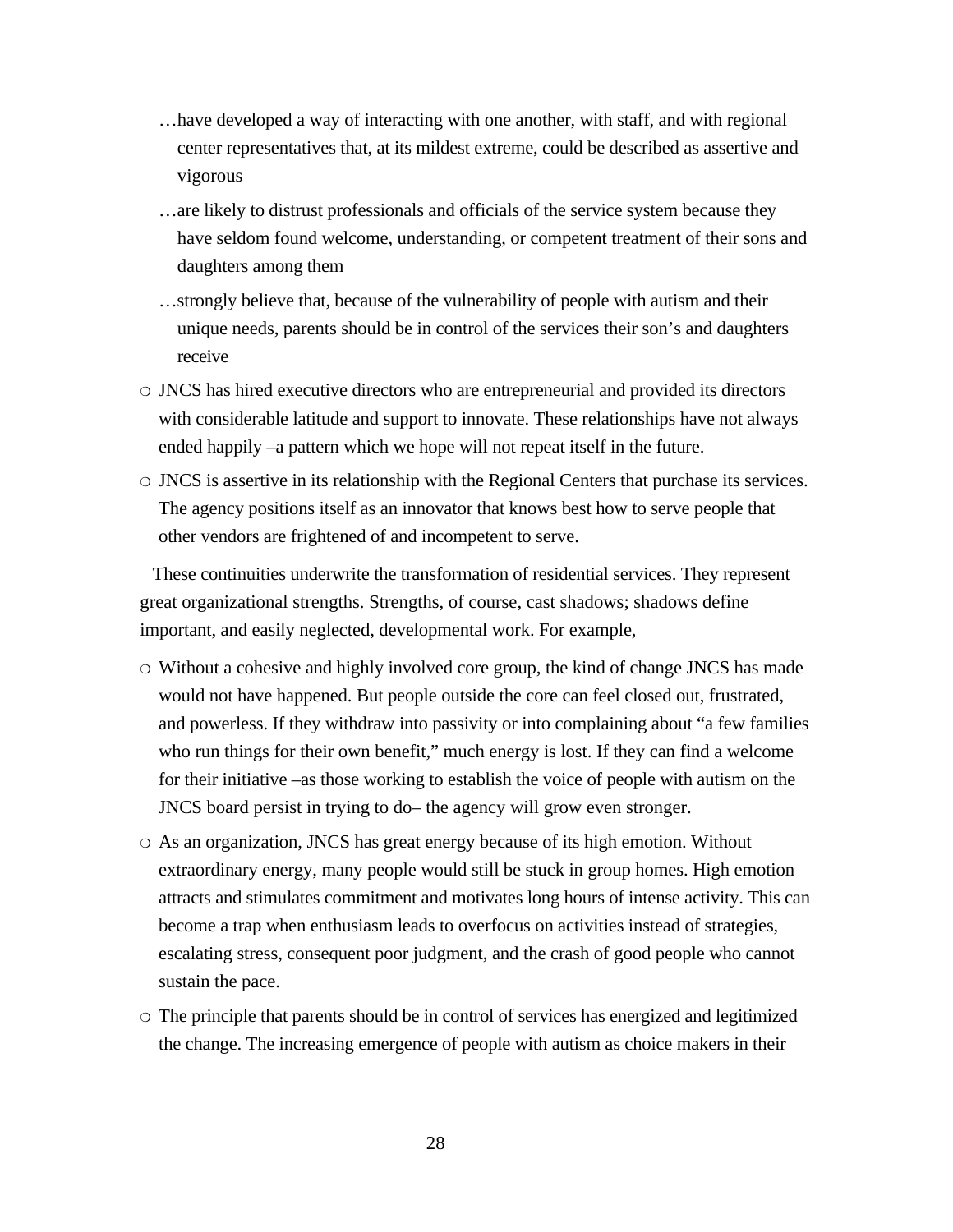…have developed a way of interacting with one another, with staff, and with regional center representatives that, at its mildest extreme, could be described as assertive and vigorous

…are likely to distrust professionals and officials of the service system because they have seldom found welcome, understanding, or competent treatment of their sons and daughters among them

…strongly believe that, because of the vulnerability of people with autism and their unique needs, parents should be in control of the services their son's and daughters receive

- JNCS has hired executive directors who are entrepreneurial and provided its directors with considerable latitude and support to innovate. These relationships have not always ended happily –a pattern which we hope will not repeat itself in the future.
- JNCS is assertive in its relationship with the Regional Centers that purchase its services. The agency positions itself as an innovator that knows best how to serve people that other vendors are frightened of and incompetent to serve.

These continuities underwrite the transformation of residential services. They represent great organizational strengths. Strengths, of course, cast shadows; shadows define important, and easily neglected, developmental work. For example,

- Without a cohesive and highly involved core group, the kind of change JNCS has made would not have happened. But people outside the core can feel closed out, frustrated, and powerless. If they withdraw into passivity or into complaining about "a few families who run things for their own benefit," much energy is lost. If they can find a welcome for their initiative –as those working to establish the voice of people with autism on the JNCS board persist in trying to do– the agency will grow even stronger.
- As an organization, JNCS has great energy because of its high emotion. Without extraordinary energy, many people would still be stuck in group homes. High emotion attracts and stimulates commitment and motivates long hours of intense activity. This can become a trap when enthusiasm leads to overfocus on activities instead of strategies, escalating stress, consequent poor judgment, and the crash of good people who cannot sustain the pace.
- The principle that parents should be in control of services has energized and legitimized the change. The increasing emergence of people with autism as choice makers in their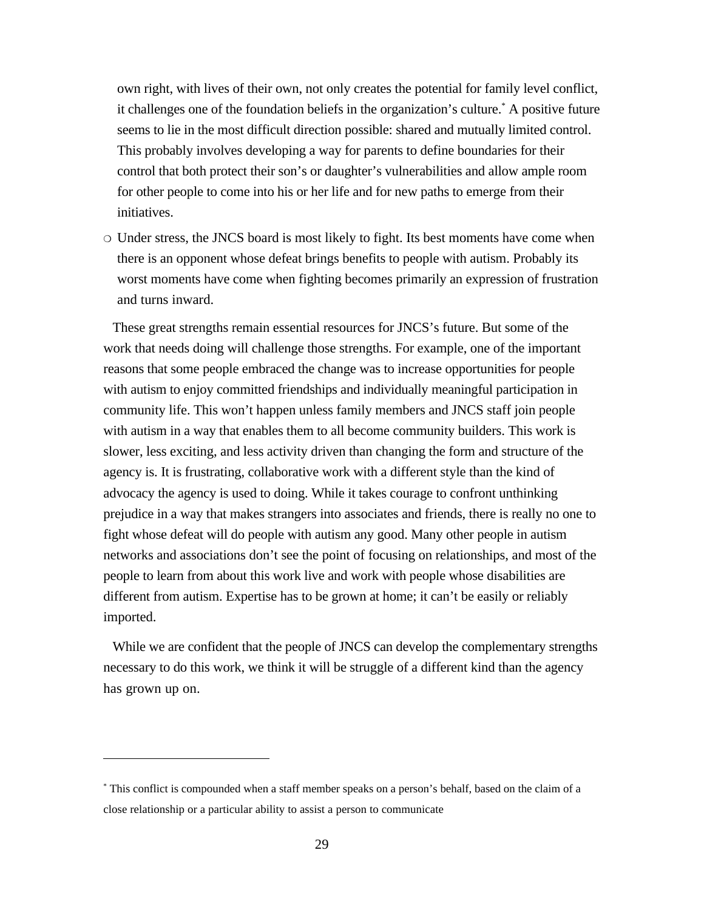own right, with lives of their own, not only creates the potential for family level conflict, it challenges one of the foundation beliefs in the organization's culture.[*] A positive future seems to lie in the most difficult direction possible: shared and mutually limited control. This probably involves developing a way for parents to define boundaries for their control that both protect their son's or daughter's vulnerabilities and allow ample room for other people to come into his or her life and for new paths to emerge from their initiatives.

- Under stress, the JNCS board is most likely to fight. Its best moments have come when there is an opponent whose defeat brings benefits to people with autism. Probably its worst moments have come when fighting becomes primarily an expression of frustration and turns inward.

These great strengths remain essential resources for JNCS's future. But some of the work that needs doing will challenge those strengths. For example, one of the important reasons that some people embraced the change was to increase opportunities for people with autism to enjoy committed friendships and individually meaningful participation in community life. This won't happen unless family members and JNCS staff join people with autism in a way that enables them to all become community builders. This work is slower, less exciting, and less activity driven than changing the form and structure of the agency is. It is frustrating, collaborative work with a different style than the kind of advocacy the agency is used to doing. While it takes courage to confront unthinking prejudice in a way that makes strangers into associates and friends, there is really no one to fight whose defeat will do people with autism any good. Many other people in autism networks and associations don't see the point of focusing on relationships, and most of the people to learn from about this work live and work with people whose disabilities are different from autism. Expertise has to be grown at home; it can't be easily or reliably imported.

While we are confident that the people of JNCS can develop the complementary strengths necessary to do this work, we think it will be struggle of a different kind than the agency has grown up on.

---

[*] This conflict is compounded when a staff member speaks on a person's behalf, based on the claim of a close relationship or a particular ability to assist a person to communicate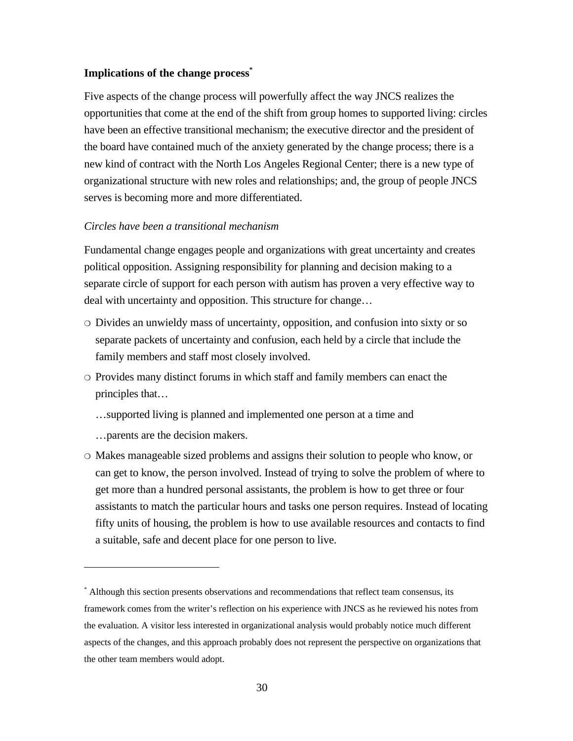**Implications of the change process***

Five aspects of the change process will powerfully affect the way JNCS realizes the opportunities that come at the end of the shift from group homes to supported living: circles have been an effective transitional mechanism; the executive director and the president of the board have contained much of the anxiety generated by the change process; there is a new kind of contract with the North Los Angeles Regional Center; there is a new type of organizational structure with new roles and relationships; and, the group of people JNCS serves is becoming more and more differentiated.

*Circles have been a transitional mechanism*

Fundamental change engages people and organizations with great uncertainty and creates political opposition. Assigning responsibility for planning and decision making to a separate circle of support for each person with autism has proven a very effective way to deal with uncertainty and opposition. This structure for change…

- Divides an unwieldy mass of uncertainty, opposition, and confusion into sixty or so separate packets of uncertainty and confusion, each held by a circle that include the family members and staff most closely involved.
- Provides many distinct forums in which staff and family members can enact the principles that…

  …supported living is planned and implemented one person at a time and

  …parents are the decision makers.
- Makes manageable sized problems and assigns their solution to people who know, or can get to know, the person involved. Instead of trying to solve the problem of where to get more than a hundred personal assistants, the problem is how to get three or four assistants to match the particular hours and tasks one person requires. Instead of locating fifty units of housing, the problem is how to use available resources and contacts to find a suitable, safe and decent place for one person to live.

---

\* Although this section presents observations and recommendations that reflect team consensus, its framework comes from the writer's reflection on his experience with JNCS as he reviewed his notes from the evaluation. A visitor less interested in organizational analysis would probably notice much different aspects of the changes, and this approach probably does not represent the perspective on organizations that the other team members would adopt.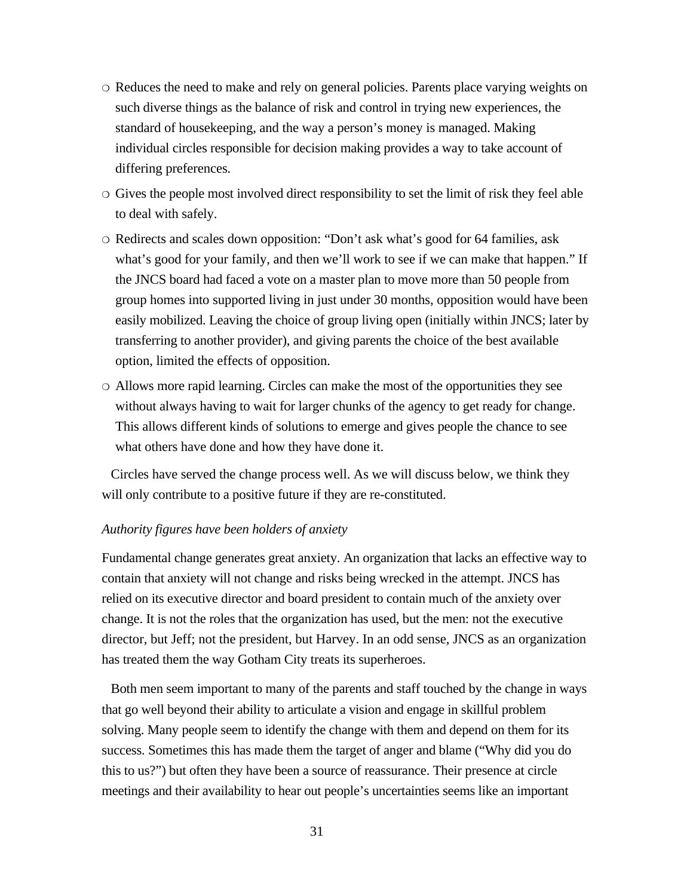- Reduces the need to make and rely on general policies. Parents place varying weights on such diverse things as the balance of risk and control in trying new experiences, the standard of housekeeping, and the way a person's money is managed. Making individual circles responsible for decision making provides a way to take account of differing preferences.
- Gives the people most involved direct responsibility to set the limit of risk they feel able to deal with safely.
- Redirects and scales down opposition: "Don't ask what's good for 64 families, ask what's good for your family, and then we'll work to see if we can make that happen." If the JNCS board had faced a vote on a master plan to move more than 50 people from group homes into supported living in just under 30 months, opposition would have been easily mobilized. Leaving the choice of group living open (initially within JNCS; later by transferring to another provider), and giving parents the choice of the best available option, limited the effects of opposition.
- Allows more rapid learning. Circles can make the most of the opportunities they see without always having to wait for larger chunks of the agency to get ready for change. This allows different kinds of solutions to emerge and gives people the chance to see what others have done and how they have done it.

Circles have served the change process well. As we will discuss below, we think they will only contribute to a positive future if they are re-constituted.

*Authority figures have been holders of anxiety*

Fundamental change generates great anxiety. An organization that lacks an effective way to contain that anxiety will not change and risks being wrecked in the attempt. JNCS has relied on its executive director and board president to contain much of the anxiety over change. It is not the roles that the organization has used, but the men: not the executive director, but Jeff; not the president, but Harvey. In an odd sense, JNCS as an organization has treated them the way Gotham City treats its superheroes.

Both men seem important to many of the parents and staff touched by the change in ways that go well beyond their ability to articulate a vision and engage in skillful problem solving. Many people seem to identify the change with them and depend on them for its success. Sometimes this has made them the target of anger and blame ("Why did you do this to us?") but often they have been a source of reassurance. Their presence at circle meetings and their availability to hear out people's uncertainties seems like an important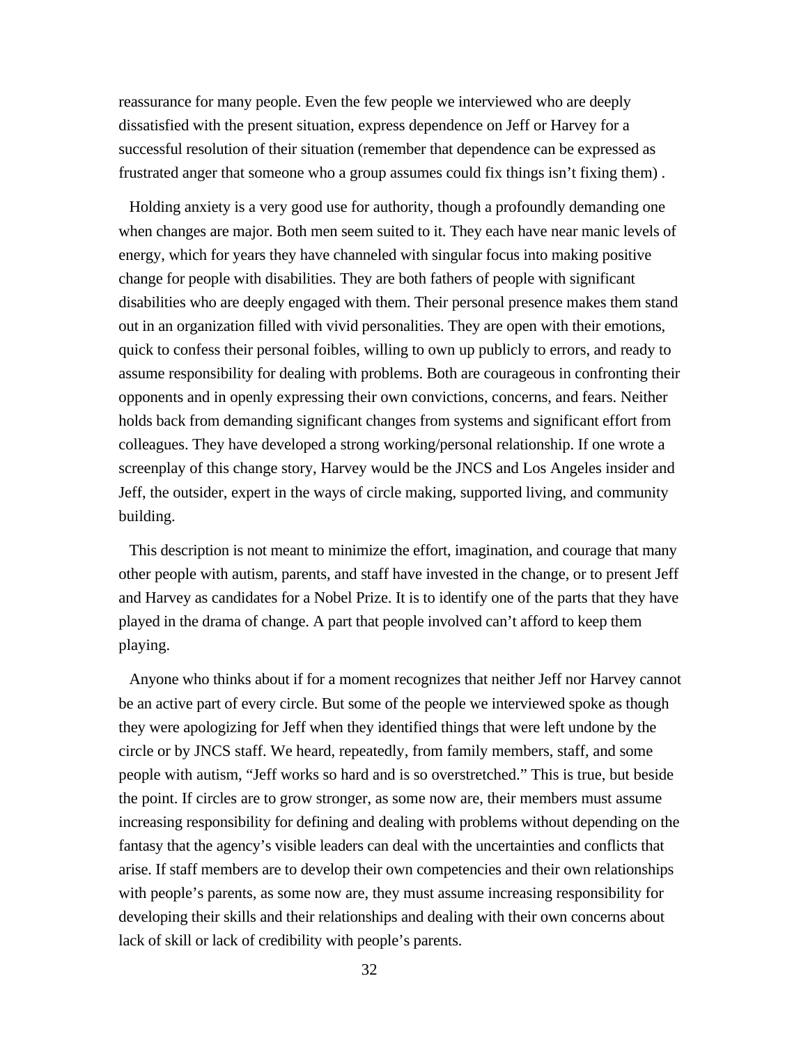reassurance for many people. Even the few people we interviewed who are deeply dissatisfied with the present situation, express dependence on Jeff or Harvey for a successful resolution of their situation (remember that dependence can be expressed as frustrated anger that someone who a group assumes could fix things isn't fixing them) .

Holding anxiety is a very good use for authority, though a profoundly demanding one when changes are major. Both men seem suited to it. They each have near manic levels of energy, which for years they have channeled with singular focus into making positive change for people with disabilities. They are both fathers of people with significant disabilities who are deeply engaged with them. Their personal presence makes them stand out in an organization filled with vivid personalities. They are open with their emotions, quick to confess their personal foibles, willing to own up publicly to errors, and ready to assume responsibility for dealing with problems. Both are courageous in confronting their opponents and in openly expressing their own convictions, concerns, and fears. Neither holds back from demanding significant changes from systems and significant effort from colleagues. They have developed a strong working/personal relationship. If one wrote a screenplay of this change story, Harvey would be the JNCS and Los Angeles insider and Jeff, the outsider, expert in the ways of circle making, supported living, and community building.

This description is not meant to minimize the effort, imagination, and courage that many other people with autism, parents, and staff have invested in the change, or to present Jeff and Harvey as candidates for a Nobel Prize. It is to identify one of the parts that they have played in the drama of change. A part that people involved can't afford to keep them playing.

Anyone who thinks about if for a moment recognizes that neither Jeff nor Harvey cannot be an active part of every circle. But some of the people we interviewed spoke as though they were apologizing for Jeff when they identified things that were left undone by the circle or by JNCS staff. We heard, repeatedly, from family members, staff, and some people with autism, "Jeff works so hard and is so overstretched." This is true, but beside the point. If circles are to grow stronger, as some now are, their members must assume increasing responsibility for defining and dealing with problems without depending on the fantasy that the agency's visible leaders can deal with the uncertainties and conflicts that arise. If staff members are to develop their own competencies and their own relationships with people's parents, as some now are, they must assume increasing responsibility for developing their skills and their relationships and dealing with their own concerns about lack of skill or lack of credibility with people's parents.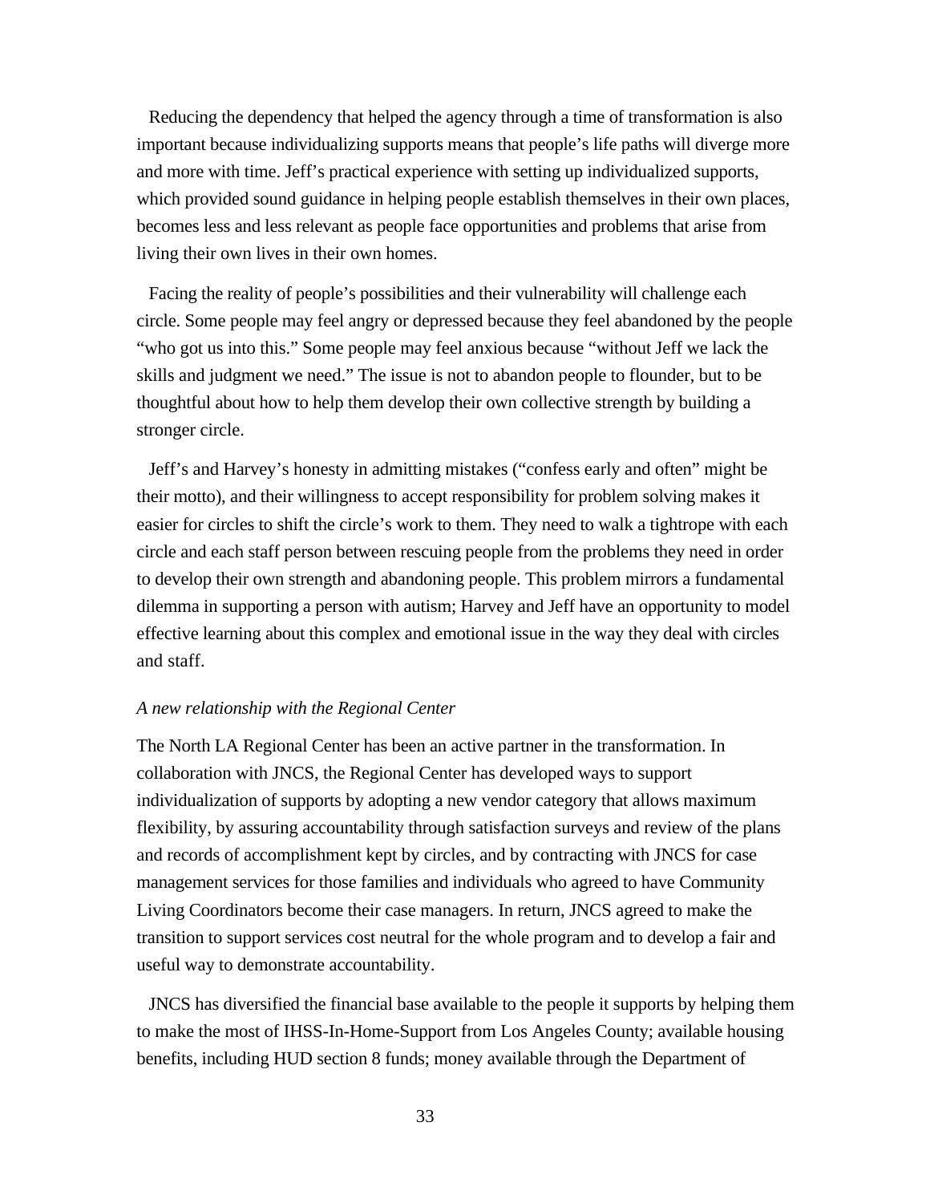Reducing the dependency that helped the agency through a time of transformation is also important because individualizing supports means that people's life paths will diverge more and more with time. Jeff's practical experience with setting up individualized supports, which provided sound guidance in helping people establish themselves in their own places, becomes less and less relevant as people face opportunities and problems that arise from living their own lives in their own homes.

Facing the reality of people's possibilities and their vulnerability will challenge each circle. Some people may feel angry or depressed because they feel abandoned by the people "who got us into this." Some people may feel anxious because "without Jeff we lack the skills and judgment we need." The issue is not to abandon people to flounder, but to be thoughtful about how to help them develop their own collective strength by building a stronger circle.

Jeff's and Harvey's honesty in admitting mistakes ("confess early and often" might be their motto), and their willingness to accept responsibility for problem solving makes it easier for circles to shift the circle's work to them. They need to walk a tightrope with each circle and each staff person between rescuing people from the problems they need in order to develop their own strength and abandoning people. This problem mirrors a fundamental dilemma in supporting a person with autism; Harvey and Jeff have an opportunity to model effective learning about this complex and emotional issue in the way they deal with circles and staff.

*A new relationship with the Regional Center*

The North LA Regional Center has been an active partner in the transformation. In collaboration with JNCS, the Regional Center has developed ways to support individualization of supports by adopting a new vendor category that allows maximum flexibility, by assuring accountability through satisfaction surveys and review of the plans and records of accomplishment kept by circles, and by contracting with JNCS for case management services for those families and individuals who agreed to have Community Living Coordinators become their case managers. In return, JNCS agreed to make the transition to support services cost neutral for the whole program and to develop a fair and useful way to demonstrate accountability.

JNCS has diversified the financial base available to the people it supports by helping them to make the most of IHSS-In-Home-Support from Los Angeles County; available housing benefits, including HUD section 8 funds; money available through the Department of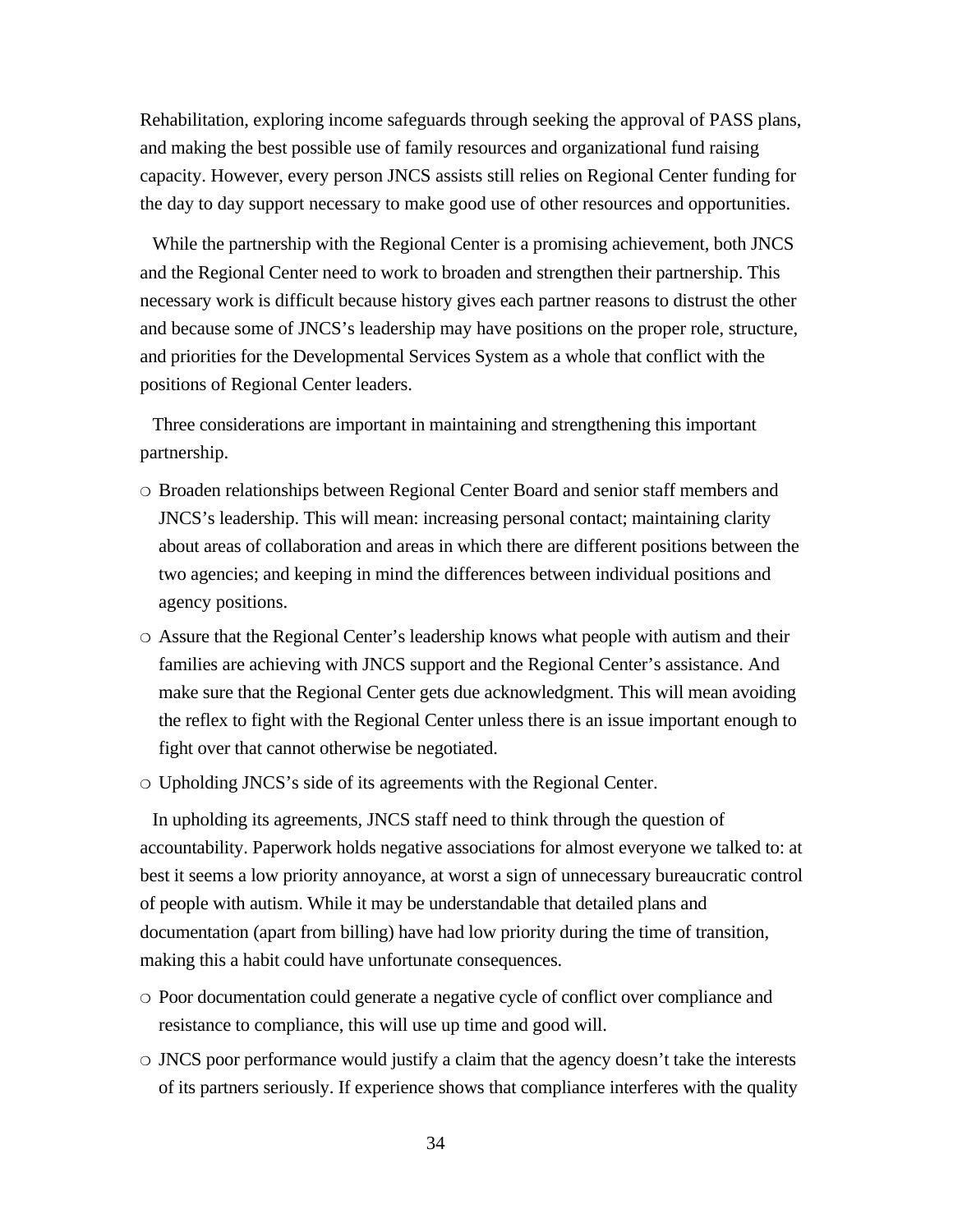Rehabilitation, exploring income safeguards through seeking the approval of PASS plans, and making the best possible use of family resources and organizational fund raising capacity. However, every person JNCS assists still relies on Regional Center funding for the day to day support necessary to make good use of other resources and opportunities.

While the partnership with the Regional Center is a promising achievement, both JNCS and the Regional Center need to work to broaden and strengthen their partnership. This necessary work is difficult because history gives each partner reasons to distrust the other and because some of JNCS's leadership may have positions on the proper role, structure, and priorities for the Developmental Services System as a whole that conflict with the positions of Regional Center leaders.

Three considerations are important in maintaining and strengthening this important partnership.

- Broaden relationships between Regional Center Board and senior staff members and JNCS's leadership. This will mean: increasing personal contact; maintaining clarity about areas of collaboration and areas in which there are different positions between the two agencies; and keeping in mind the differences between individual positions and agency positions.
- Assure that the Regional Center's leadership knows what people with autism and their families are achieving with JNCS support and the Regional Center's assistance. And make sure that the Regional Center gets due acknowledgment. This will mean avoiding the reflex to fight with the Regional Center unless there is an issue important enough to fight over that cannot otherwise be negotiated.
- Upholding JNCS's side of its agreements with the Regional Center.

In upholding its agreements, JNCS staff need to think through the question of accountability. Paperwork holds negative associations for almost everyone we talked to: at best it seems a low priority annoyance, at worst a sign of unnecessary bureaucratic control of people with autism. While it may be understandable that detailed plans and documentation (apart from billing) have had low priority during the time of transition, making this a habit could have unfortunate consequences.

- Poor documentation could generate a negative cycle of conflict over compliance and resistance to compliance, this will use up time and good will.
- JNCS poor performance would justify a claim that the agency doesn't take the interests of its partners seriously. If experience shows that compliance interferes with the quality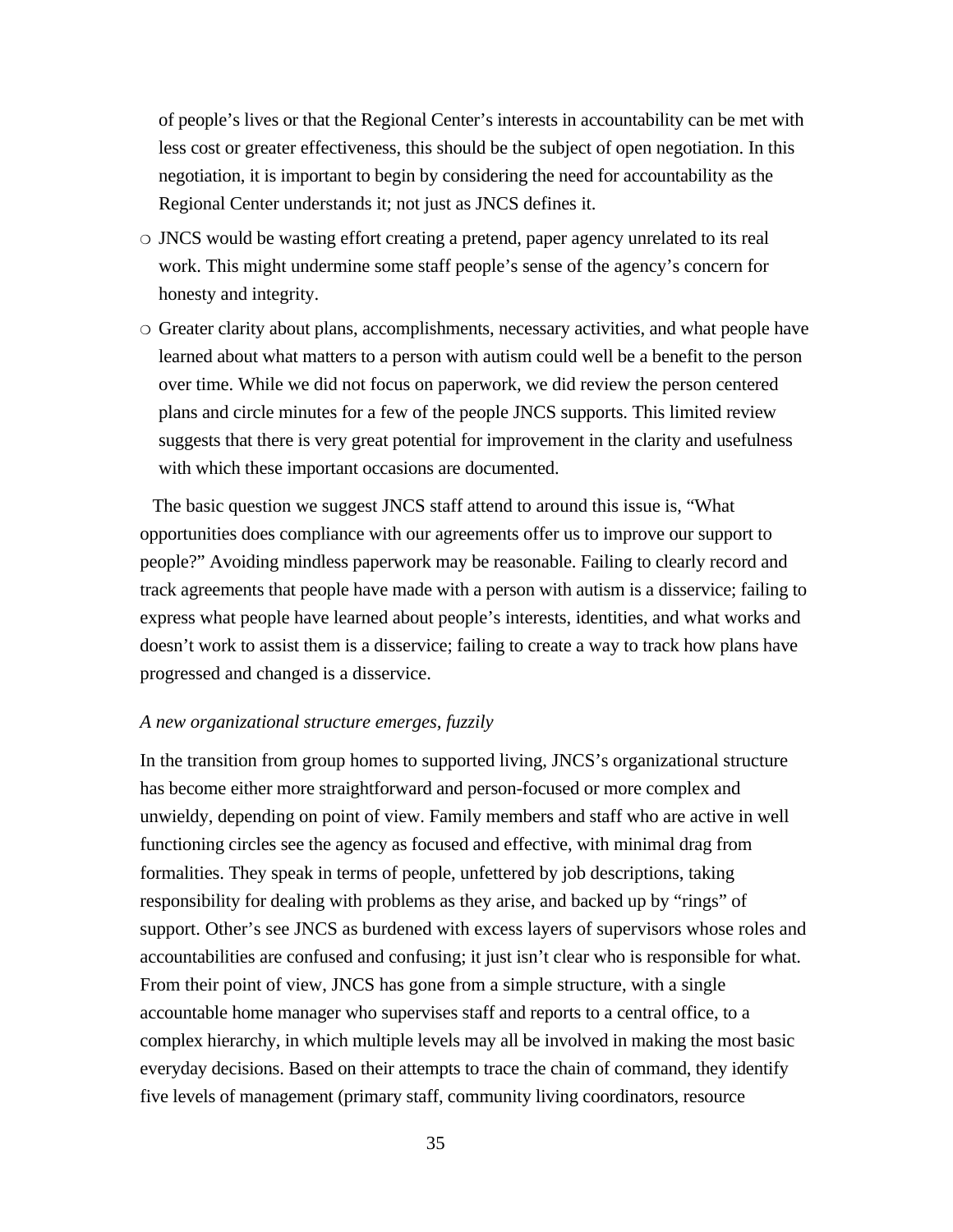of people's lives or that the Regional Center's interests in accountability can be met with less cost or greater effectiveness, this should be the subject of open negotiation. In this negotiation, it is important to begin by considering the need for accountability as the Regional Center understands it; not just as JNCS defines it.

- JNCS would be wasting effort creating a pretend, paper agency unrelated to its real work. This might undermine some staff people's sense of the agency's concern for honesty and integrity.
- Greater clarity about plans, accomplishments, necessary activities, and what people have learned about what matters to a person with autism could well be a benefit to the person over time. While we did not focus on paperwork, we did review the person centered plans and circle minutes for a few of the people JNCS supports. This limited review suggests that there is very great potential for improvement in the clarity and usefulness with which these important occasions are documented.

The basic question we suggest JNCS staff attend to around this issue is, "What opportunities does compliance with our agreements offer us to improve our support to people?" Avoiding mindless paperwork may be reasonable. Failing to clearly record and track agreements that people have made with a person with autism is a disservice; failing to express what people have learned about people's interests, identities, and what works and doesn't work to assist them is a disservice; failing to create a way to track how plans have progressed and changed is a disservice.

*A new organizational structure emerges, fuzzily*

In the transition from group homes to supported living, JNCS's organizational structure has become either more straightforward and person-focused or more complex and unwieldy, depending on point of view. Family members and staff who are active in well functioning circles see the agency as focused and effective, with minimal drag from formalities. They speak in terms of people, unfettered by job descriptions, taking responsibility for dealing with problems as they arise, and backed up by "rings" of support. Other's see JNCS as burdened with excess layers of supervisors whose roles and accountabilities are confused and confusing; it just isn't clear who is responsible for what. From their point of view, JNCS has gone from a simple structure, with a single accountable home manager who supervises staff and reports to a central office, to a complex hierarchy, in which multiple levels may all be involved in making the most basic everyday decisions. Based on their attempts to trace the chain of command, they identify five levels of management (primary staff, community living coordinators, resource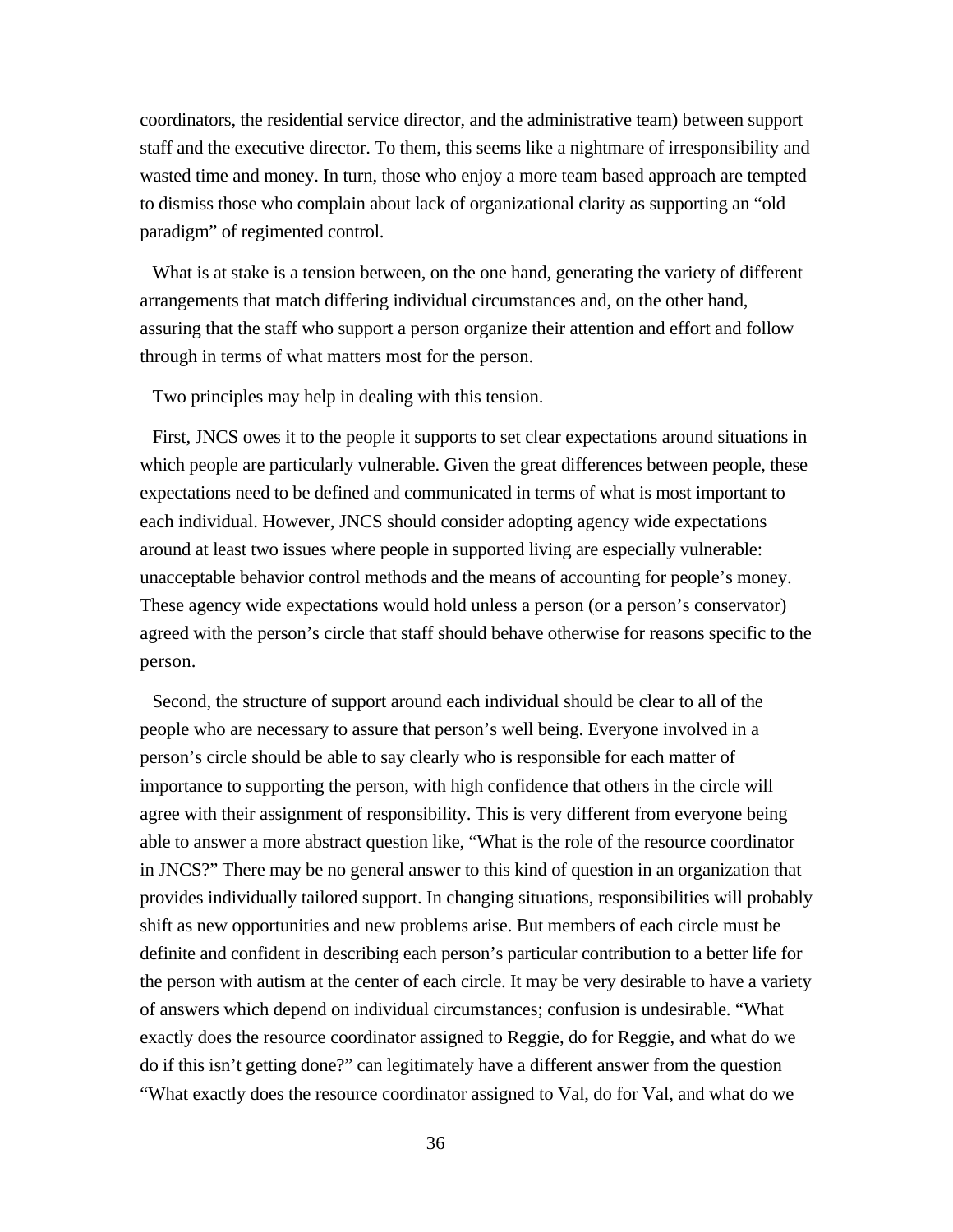coordinators, the residential service director, and the administrative team) between support staff and the executive director. To them, this seems like a nightmare of irresponsibility and wasted time and money. In turn, those who enjoy a more team based approach are tempted to dismiss those who complain about lack of organizational clarity as supporting an "old paradigm" of regimented control.

What is at stake is a tension between, on the one hand, generating the variety of different arrangements that match differing individual circumstances and, on the other hand, assuring that the staff who support a person organize their attention and effort and follow through in terms of what matters most for the person.

Two principles may help in dealing with this tension.

First, JNCS owes it to the people it supports to set clear expectations around situations in which people are particularly vulnerable. Given the great differences between people, these expectations need to be defined and communicated in terms of what is most important to each individual. However, JNCS should consider adopting agency wide expectations around at least two issues where people in supported living are especially vulnerable: unacceptable behavior control methods and the means of accounting for people's money. These agency wide expectations would hold unless a person (or a person's conservator) agreed with the person's circle that staff should behave otherwise for reasons specific to the person.

Second, the structure of support around each individual should be clear to all of the people who are necessary to assure that person's well being. Everyone involved in a person's circle should be able to say clearly who is responsible for each matter of importance to supporting the person, with high confidence that others in the circle will agree with their assignment of responsibility. This is very different from everyone being able to answer a more abstract question like, "What is the role of the resource coordinator in JNCS?" There may be no general answer to this kind of question in an organization that provides individually tailored support. In changing situations, responsibilities will probably shift as new opportunities and new problems arise. But members of each circle must be definite and confident in describing each person's particular contribution to a better life for the person with autism at the center of each circle. It may be very desirable to have a variety of answers which depend on individual circumstances; confusion is undesirable. "What exactly does the resource coordinator assigned to Reggie, do for Reggie, and what do we do if this isn't getting done?" can legitimately have a different answer from the question "What exactly does the resource coordinator assigned to Val, do for Val, and what do we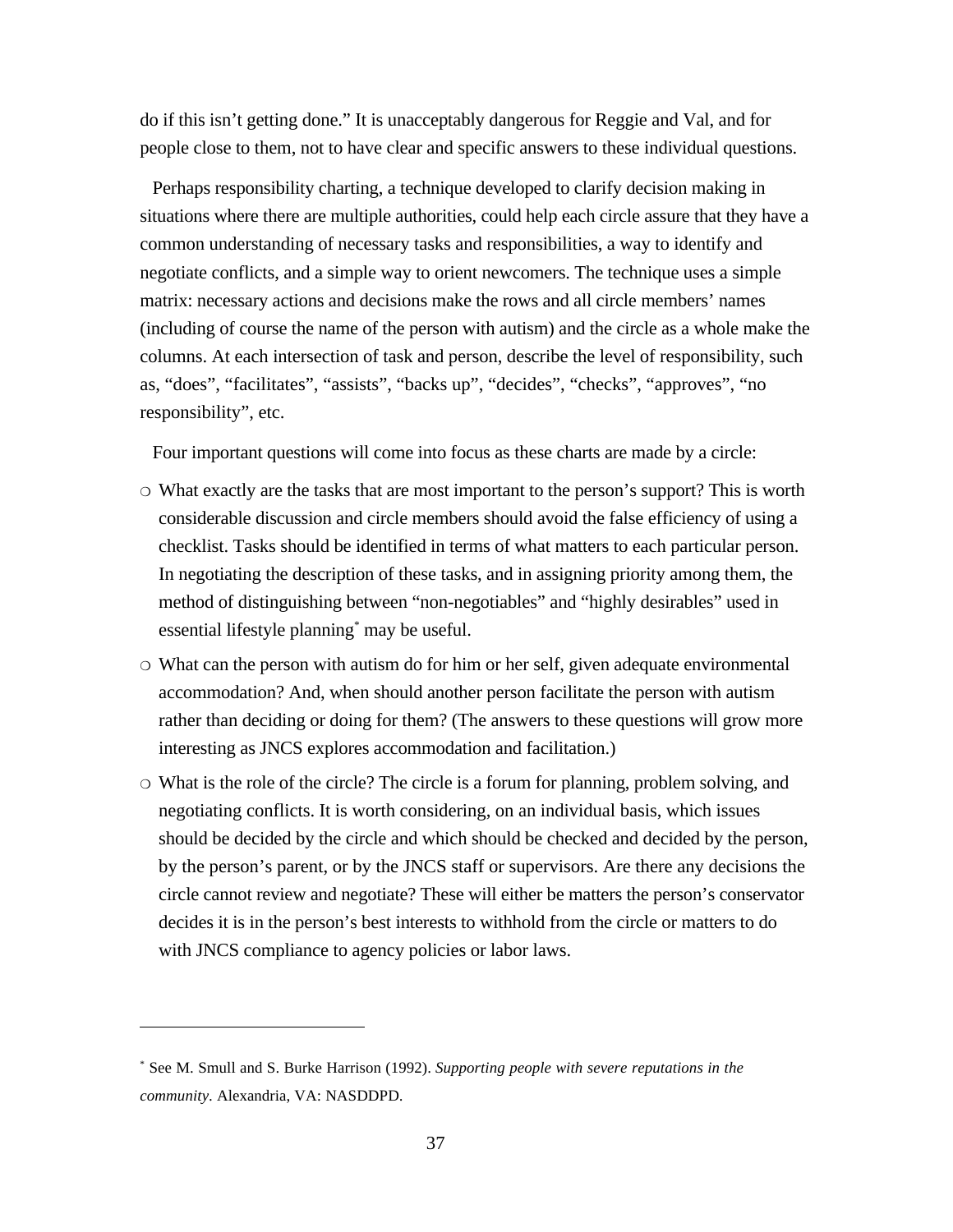do if this isn't getting done." It is unacceptably dangerous for Reggie and Val, and for people close to them, not to have clear and specific answers to these individual questions.

Perhaps responsibility charting, a technique developed to clarify decision making in situations where there are multiple authorities, could help each circle assure that they have a common understanding of necessary tasks and responsibilities, a way to identify and negotiate conflicts, and a simple way to orient newcomers. The technique uses a simple matrix: necessary actions and decisions make the rows and all circle members' names (including of course the name of the person with autism) and the circle as a whole make the columns. At each intersection of task and person, describe the level of responsibility, such as, "does", "facilitates", "assists", "backs up", "decides", "checks", "approves", "no responsibility", etc.

Four important questions will come into focus as these charts are made by a circle:

- What exactly are the tasks that are most important to the person's support? This is worth considerable discussion and circle members should avoid the false efficiency of using a checklist. Tasks should be identified in terms of what matters to each particular person. In negotiating the description of these tasks, and in assigning priority among them, the method of distinguishing between "non-negotiables" and "highly desirables" used in essential lifestyle planning* may be useful.
- What can the person with autism do for him or her self, given adequate environmental accommodation? And, when should another person facilitate the person with autism rather than deciding or doing for them? (The answers to these questions will grow more interesting as JNCS explores accommodation and facilitation.)
- What is the role of the circle? The circle is a forum for planning, problem solving, and negotiating conflicts. It is worth considering, on an individual basis, which issues should be decided by the circle and which should be checked and decided by the person, by the person's parent, or by the JNCS staff or supervisors. Are there any decisions the circle cannot review and negotiate? These will either be matters the person's conservator decides it is in the person's best interests to withhold from the circle or matters to do with JNCS compliance to agency policies or labor laws.

---

* See M. Smull and S. Burke Harrison (1992). *Supporting people with severe reputations in the community*. Alexandria, VA: NASDDPD.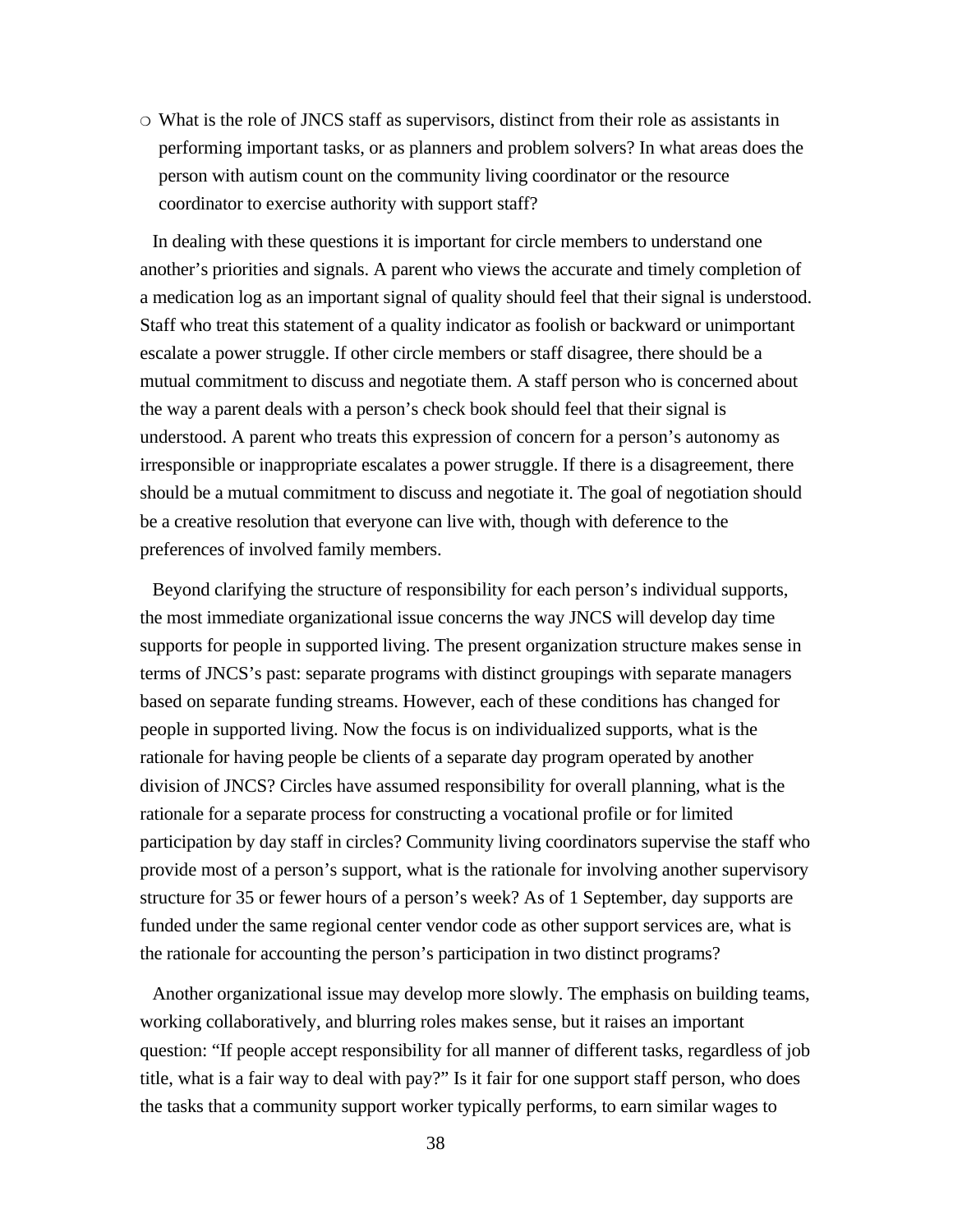- What is the role of JNCS staff as supervisors, distinct from their role as assistants in performing important tasks, or as planners and problem solvers? In what areas does the person with autism count on the community living coordinator or the resource coordinator to exercise authority with support staff?

In dealing with these questions it is important for circle members to understand one another's priorities and signals. A parent who views the accurate and timely completion of a medication log as an important signal of quality should feel that their signal is understood. Staff who treat this statement of a quality indicator as foolish or backward or unimportant escalate a power struggle. If other circle members or staff disagree, there should be a mutual commitment to discuss and negotiate them. A staff person who is concerned about the way a parent deals with a person's check book should feel that their signal is understood. A parent who treats this expression of concern for a person's autonomy as irresponsible or inappropriate escalates a power struggle. If there is a disagreement, there should be a mutual commitment to discuss and negotiate it. The goal of negotiation should be a creative resolution that everyone can live with, though with deference to the preferences of involved family members.

Beyond clarifying the structure of responsibility for each person's individual supports, the most immediate organizational issue concerns the way JNCS will develop day time supports for people in supported living. The present organization structure makes sense in terms of JNCS's past: separate programs with distinct groupings with separate managers based on separate funding streams. However, each of these conditions has changed for people in supported living. Now the focus is on individualized supports, what is the rationale for having people be clients of a separate day program operated by another division of JNCS? Circles have assumed responsibility for overall planning, what is the rationale for a separate process for constructing a vocational profile or for limited participation by day staff in circles? Community living coordinators supervise the staff who provide most of a person's support, what is the rationale for involving another supervisory structure for 35 or fewer hours of a person's week? As of 1 September, day supports are funded under the same regional center vendor code as other support services are, what is the rationale for accounting the person's participation in two distinct programs?

Another organizational issue may develop more slowly. The emphasis on building teams, working collaboratively, and blurring roles makes sense, but it raises an important question: "If people accept responsibility for all manner of different tasks, regardless of job title, what is a fair way to deal with pay?" Is it fair for one support staff person, who does the tasks that a community support worker typically performs, to earn similar wages to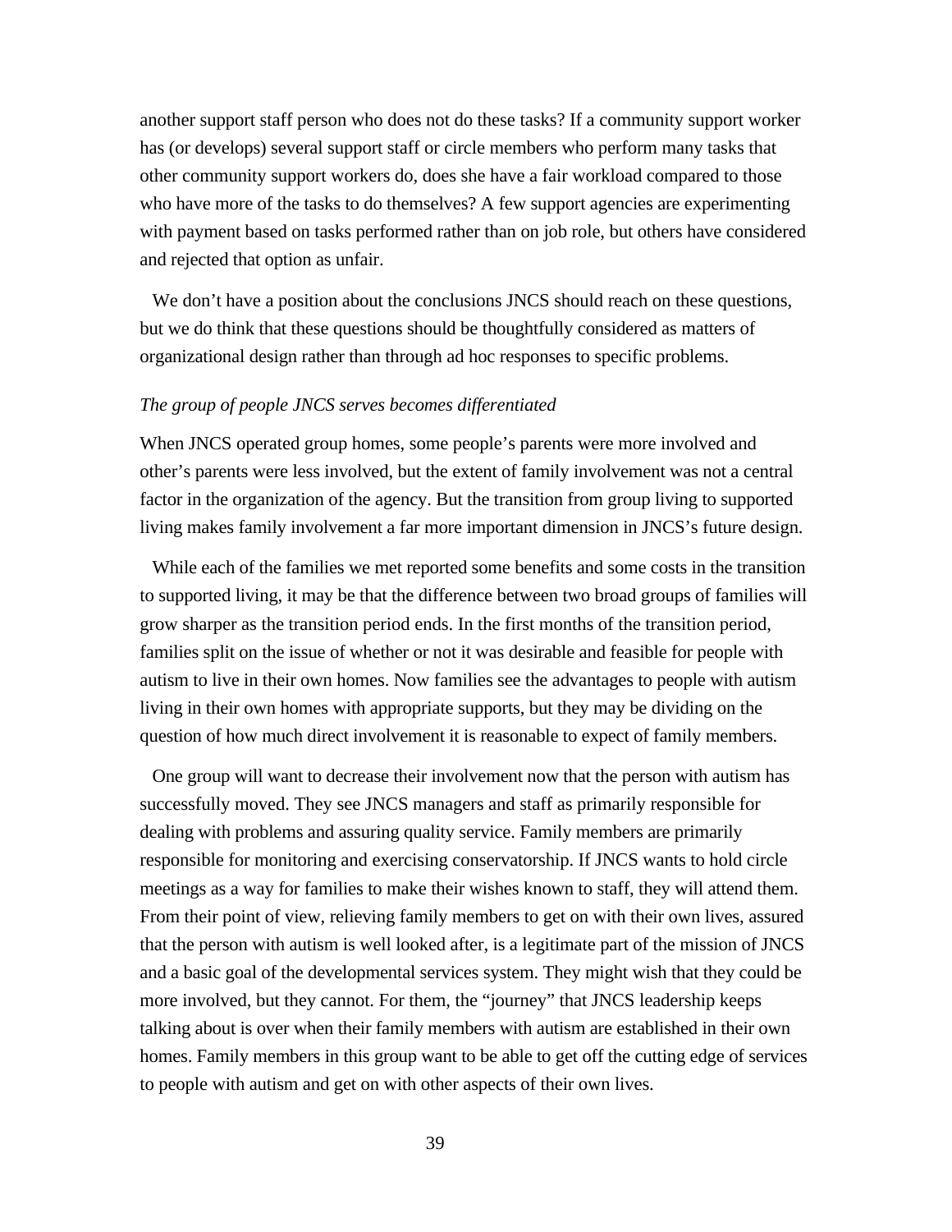another support staff person who does not do these tasks? If a community support worker has (or develops) several support staff or circle members who perform many tasks that other community support workers do, does she have a fair workload compared to those who have more of the tasks to do themselves? A few support agencies are experimenting with payment based on tasks performed rather than on job role, but others have considered and rejected that option as unfair.

We don't have a position about the conclusions JNCS should reach on these questions, but we do think that these questions should be thoughtfully considered as matters of organizational design rather than through ad hoc responses to specific problems.

*The group of people JNCS serves becomes differentiated*

When JNCS operated group homes, some people's parents were more involved and other's parents were less involved, but the extent of family involvement was not a central factor in the organization of the agency. But the transition from group living to supported living makes family involvement a far more important dimension in JNCS's future design.

While each of the families we met reported some benefits and some costs in the transition to supported living, it may be that the difference between two broad groups of families will grow sharper as the transition period ends. In the first months of the transition period, families split on the issue of whether or not it was desirable and feasible for people with autism to live in their own homes. Now families see the advantages to people with autism living in their own homes with appropriate supports, but they may be dividing on the question of how much direct involvement it is reasonable to expect of family members.

One group will want to decrease their involvement now that the person with autism has successfully moved. They see JNCS managers and staff as primarily responsible for dealing with problems and assuring quality service. Family members are primarily responsible for monitoring and exercising conservatorship. If JNCS wants to hold circle meetings as a way for families to make their wishes known to staff, they will attend them. From their point of view, relieving family members to get on with their own lives, assured that the person with autism is well looked after, is a legitimate part of the mission of JNCS and a basic goal of the developmental services system. They might wish that they could be more involved, but they cannot. For them, the "journey" that JNCS leadership keeps talking about is over when their family members with autism are established in their own homes. Family members in this group want to be able to get off the cutting edge of services to people with autism and get on with other aspects of their own lives.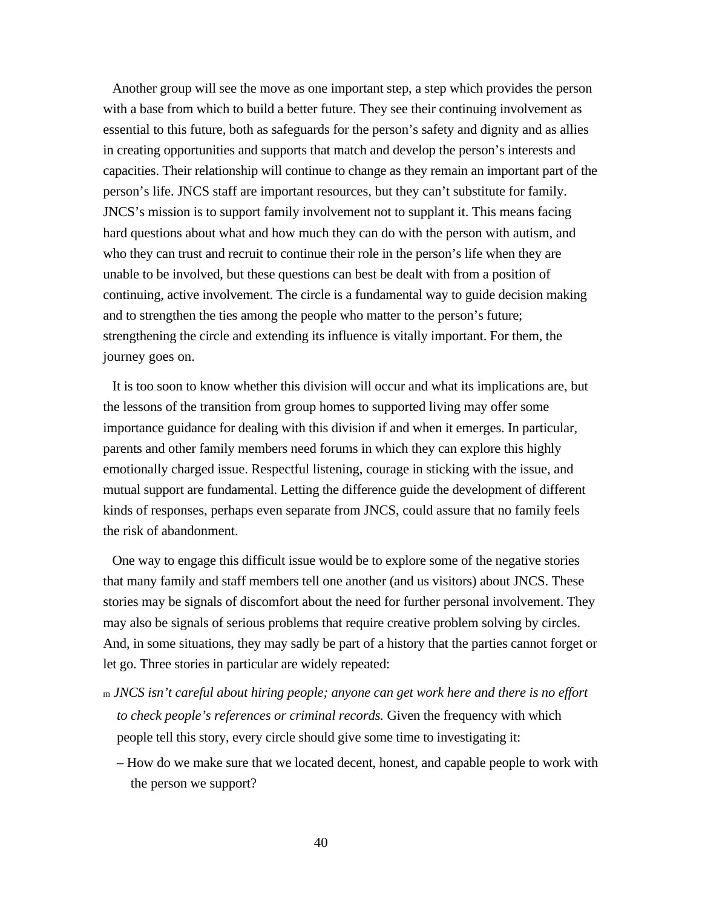Another group will see the move as one important step, a step which provides the person with a base from which to build a better future. They see their continuing involvement as essential to this future, both as safeguards for the person's safety and dignity and as allies in creating opportunities and supports that match and develop the person's interests and capacities. Their relationship will continue to change as they remain an important part of the person's life. JNCS staff are important resources, but they can't substitute for family. JNCS's mission is to support family involvement not to supplant it. This means facing hard questions about what and how much they can do with the person with autism, and who they can trust and recruit to continue their role in the person's life when they are unable to be involved, but these questions can best be dealt with from a position of continuing, active involvement. The circle is a fundamental way to guide decision making and to strengthen the ties among the people who matter to the person's future; strengthening the circle and extending its influence is vitally important. For them, the journey goes on.

It is too soon to know whether this division will occur and what its implications are, but the lessons of the transition from group homes to supported living may offer some importance guidance for dealing with this division if and when it emerges. In particular, parents and other family members need forums in which they can explore this highly emotionally charged issue. Respectful listening, courage in sticking with the issue, and mutual support are fundamental. Letting the difference guide the development of different kinds of responses, perhaps even separate from JNCS, could assure that no family feels the risk of abandonment.

One way to engage this difficult issue would be to explore some of the negative stories that many family and staff members tell one another (and us visitors) about JNCS. These stories may be signals of discomfort about the need for further personal involvement. They may also be signals of serious problems that require creative problem solving by circles. And, in some situations, they may sadly be part of a history that the parties cannot forget or let go. Three stories in particular are widely repeated:

- *JNCS isn't careful about hiring people; anyone can get work here and there is no effort to check people's references or criminal records.* Given the frequency with which people tell this story, every circle should give some time to investigating it:
  - How do we make sure that we located decent, honest, and capable people to work with the person we support?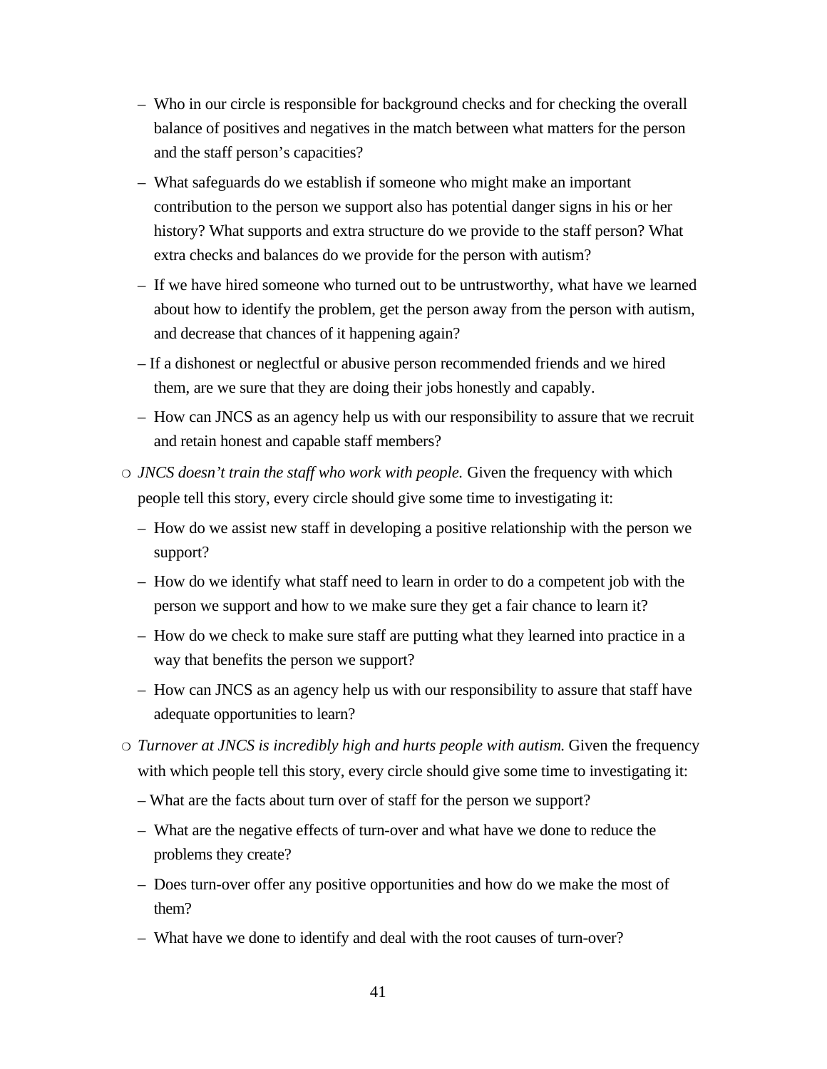- Who in our circle is responsible for background checks and for checking the overall balance of positives and negatives in the match between what matters for the person and the staff person's capacities?
  - What safeguards do we establish if someone who might make an important contribution to the person we support also has potential danger signs in his or her history? What supports and extra structure do we provide to the staff person? What extra checks and balances do we provide for the person with autism?
  - If we have hired someone who turned out to be untrustworthy, what have we learned about how to identify the problem, get the person away from the person with autism, and decrease that chances of it happening again?
  - If a dishonest or neglectful or abusive person recommended friends and we hired them, are we sure that they are doing their jobs honestly and capably.
  - How can JNCS as an agency help us with our responsibility to assure that we recruit and retain honest and capable staff members?

- *JNCS doesn't train the staff who work with people.* Given the frequency with which people tell this story, every circle should give some time to investigating it:
  - How do we assist new staff in developing a positive relationship with the person we support?
  - How do we identify what staff need to learn in order to do a competent job with the person we support and how to we make sure they get a fair chance to learn it?
  - How do we check to make sure staff are putting what they learned into practice in a way that benefits the person we support?
  - How can JNCS as an agency help us with our responsibility to assure that staff have adequate opportunities to learn?

- *Turnover at JNCS is incredibly high and hurts people with autism.* Given the frequency with which people tell this story, every circle should give some time to investigating it:
  - What are the facts about turn over of staff for the person we support?
  - What are the negative effects of turn-over and what have we done to reduce the problems they create?
  - Does turn-over offer any positive opportunities and how do we make the most of them?
  - What have we done to identify and deal with the root causes of turn-over?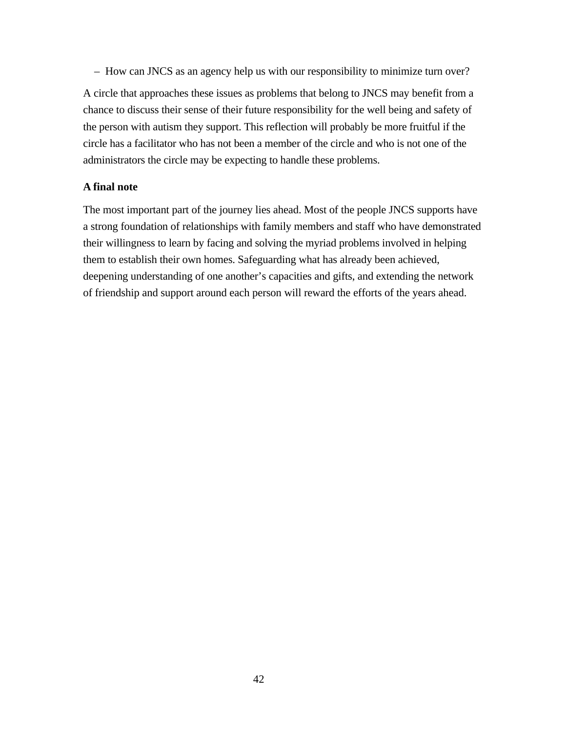- How can JNCS as an agency help us with our responsibility to minimize turn over?

A circle that approaches these issues as problems that belong to JNCS may benefit from a chance to discuss their sense of their future responsibility for the well being and safety of the person with autism they support. This reflection will probably be more fruitful if the circle has a facilitator who has not been a member of the circle and who is not one of the administrators the circle may be expecting to handle these problems.

**A final note**

The most important part of the journey lies ahead. Most of the people JNCS supports have a strong foundation of relationships with family members and staff who have demonstrated their willingness to learn by facing and solving the myriad problems involved in helping them to establish their own homes. Safeguarding what has already been achieved, deepening understanding of one another's capacities and gifts, and extending the network of friendship and support around each person will reward the efforts of the years ahead.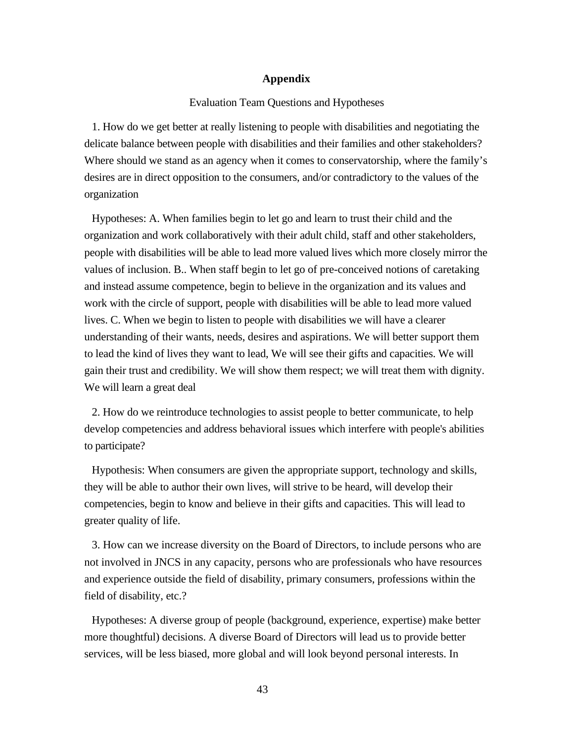## Appendix

Evaluation Team Questions and Hypotheses

1. How do we get better at really listening to people with disabilities and negotiating the delicate balance between people with disabilities and their families and other stakeholders? Where should we stand as an agency when it comes to conservatorship, where the family's desires are in direct opposition to the consumers, and/or contradictory to the values of the organization

Hypotheses: A. When families begin to let go and learn to trust their child and the organization and work collaboratively with their adult child, staff and other stakeholders, people with disabilities will be able to lead more valued lives which more closely mirror the values of inclusion. B.. When staff begin to let go of pre-conceived notions of caretaking and instead assume competence, begin to believe in the organization and its values and work with the circle of support, people with disabilities will be able to lead more valued lives. C. When we begin to listen to people with disabilities we will have a clearer understanding of their wants, needs, desires and aspirations. We will better support them to lead the kind of lives they want to lead, We will see their gifts and capacities. We will gain their trust and credibility. We will show them respect; we will treat them with dignity. We will learn a great deal

2. How do we reintroduce technologies to assist people to better communicate, to help develop competencies and address behavioral issues which interfere with people's abilities to participate?

Hypothesis: When consumers are given the appropriate support, technology and skills, they will be able to author their own lives, will strive to be heard, will develop their competencies, begin to know and believe in their gifts and capacities. This will lead to greater quality of life.

3. How can we increase diversity on the Board of Directors, to include persons who are not involved in JNCS in any capacity, persons who are professionals who have resources and experience outside the field of disability, primary consumers, professions within the field of disability, etc.?

Hypotheses: A diverse group of people (background, experience, expertise) make better more thoughtful) decisions. A diverse Board of Directors will lead us to provide better services, will be less biased, more global and will look beyond personal interests. In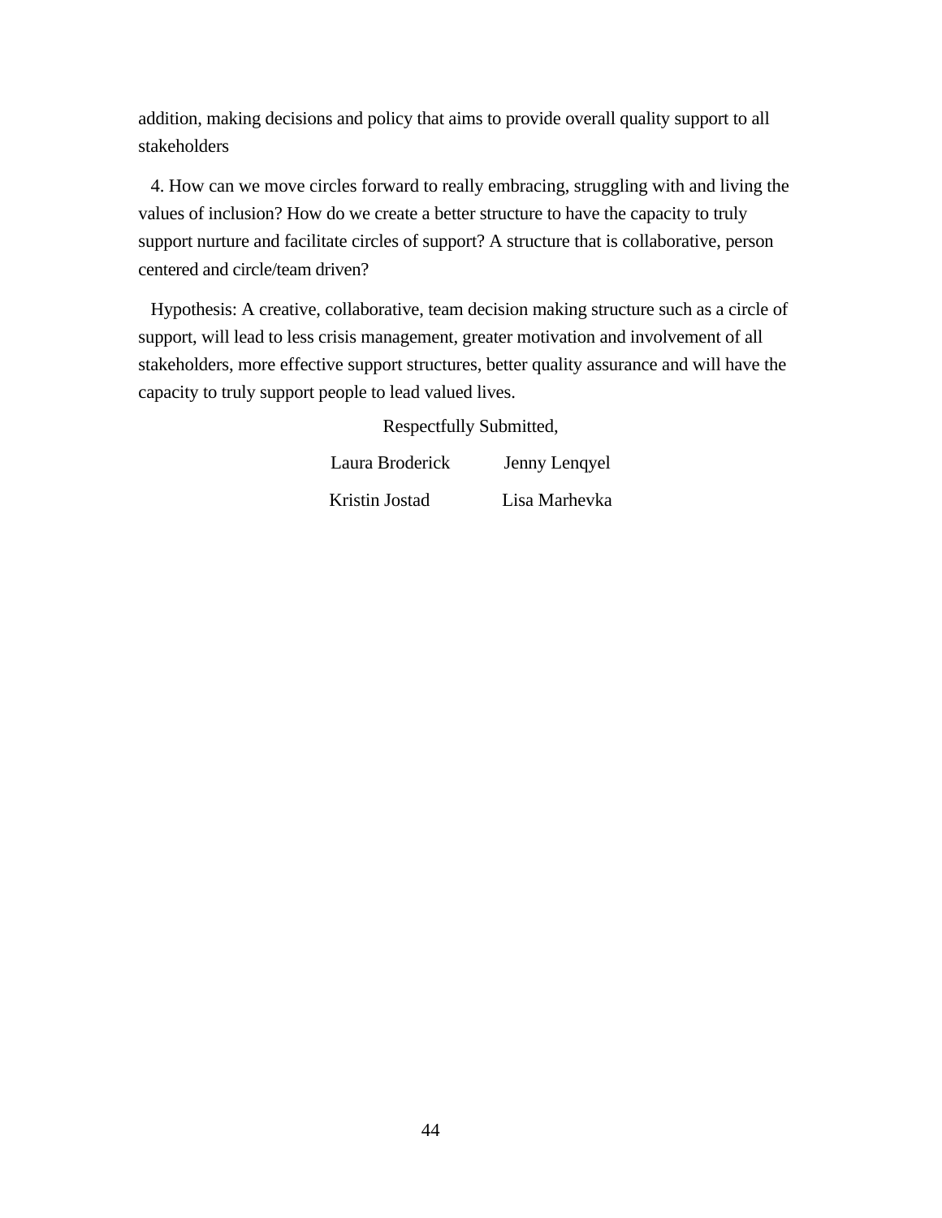addition, making decisions and policy that aims to provide overall quality support to all stakeholders

4. How can we move circles forward to really embracing, struggling with and living the values of inclusion? How do we create a better structure to have the capacity to truly support nurture and facilitate circles of support? A structure that is collaborative, person centered and circle/team driven?

Hypothesis: A creative, collaborative, team decision making structure such as a circle of support, will lead to less crisis management, greater motivation and involvement of all stakeholders, more effective support structures, better quality assurance and will have the capacity to truly support people to lead valued lives.

Respectfully Submitted,

Laura Broderick Jenny Lenqyel

Kristin Jostad Lisa Marhevka